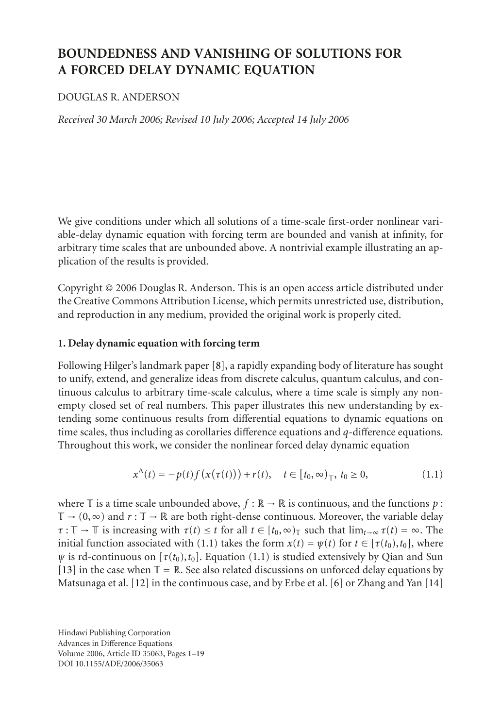# BOUNDEDNESS AND VANISHING OF SOLUTIONS FOR A FORCED DELAY DYNAMIC EQUATION

DOUGLAS R. ANDERSON

*Received 30 March 2006; Revised 10 July 2006; Accepted 14 July 2006*

We give conditions under which all solutions of a time-scale first-order nonlinear variable-delay dynamic equation with forcing term are bounded and vanish at infinity, for arbitrary time scales that are unbounded above. A nontrivial example illustrating an application of the results is provided.

Copyright © 2006 Douglas R. Anderson. This is an open access article distributed under the Creative Commons Attribution License, which permits unrestricted use, distribution, and reproduction in any medium, provided the original work is properly cited.

## 1. Delay dynamic equation with forcing term

Following Hilger's landmark paper [8], a rapidly expanding body of literature has sought to unify, extend, and generalize ideas from discrete calculus, quantum calculus, and continuous calculus to arbitrary time-scale calculus, where a time scale is simply any nonempty closed set of real numbers. This paper illustrates this new understanding by extending some continuous results from differential equations to dynamic equations on time scales, thus including as corollaries difference equations and $q$-difference equations. Throughout this work, we consider the nonlinear forced delay dynamic equation

$$x^{\Delta}(t) = -p(t)f\big(x(\tau(t))\big) + r(t), \quad t \in [t_0, \infty)_{\mathbb{T}},\ t_0 \geq 0, \tag{1.1}$$

where $\mathbb{T}$ is a time scale unbounded above, $f : \mathbb{R} \to \mathbb{R}$ is continuous, and the functions $p : \mathbb{T} \to (0, \infty)$ and $r : \mathbb{T} \to \mathbb{R}$ are both right-dense continuous. Moreover, the variable delay $\tau : \mathbb{T} \to \mathbb{T}$ is increasing with $\tau(t) \leq t$ for all $t \in [t_0, \infty)_{\mathbb{T}}$ such that $\lim_{t\to\infty} \tau(t) = \infty$. The initial function associated with (1.1) takes the form $x(t) = \psi(t)$ for $t \in [\tau(t_0), t_0]$, where $\psi$ is rd-continuous on $[\tau(t_0), t_0]$. Equation (1.1) is studied extensively by Qian and Sun [13] in the case when $\mathbb{T} = \mathbb{R}$. See also related discussions on unforced delay equations by Matsunaga et al. [12] in the continuous case, and by Erbe et al. [6] or Zhang and Yan [14]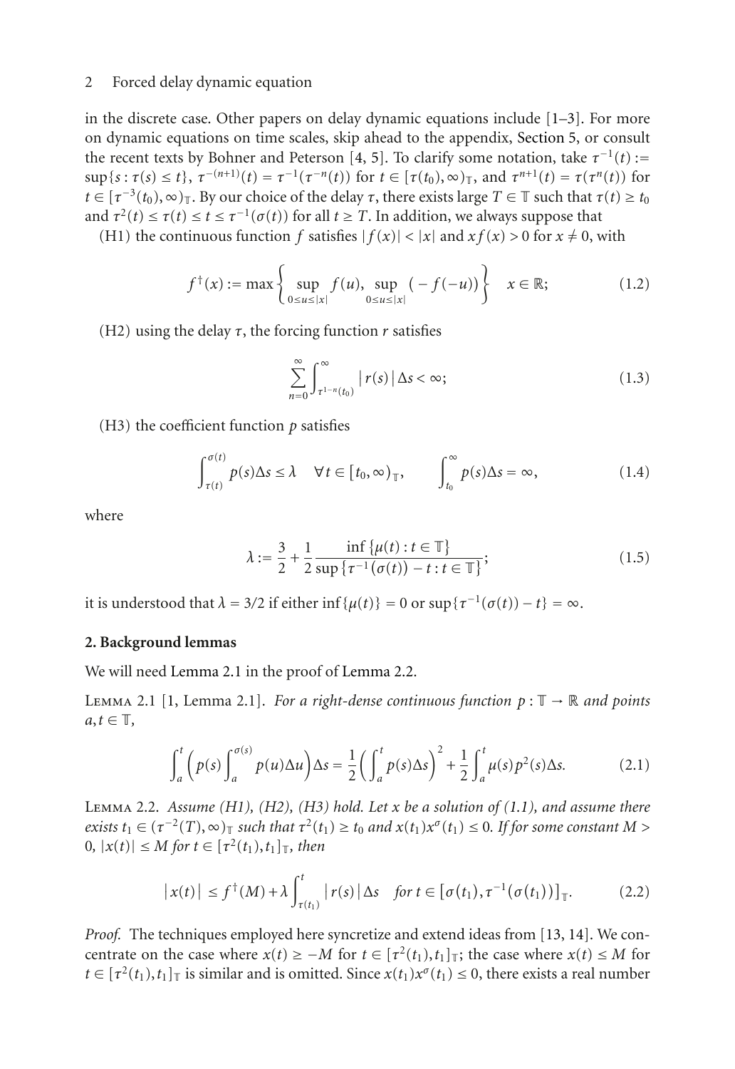in the discrete case. Other papers on delay dynamic equations include [1–3]. For more on dynamic equations on time scales, skip ahead to the appendix, Section 5, or consult the recent texts by Bohner and Peterson [4, 5]. To clarify some notation, take $\tau^{-1}(t) := \sup\{s : \tau(s) \le t\}$, $\tau^{-(n+1)}(t) = \tau^{-1}(\tau^{-n}(t))$ for $t \in [\tau(t_0), \infty)_{\mathbb{T}}$, and $\tau^{n+1}(t) = \tau(\tau^n(t))$ for $t \in [\tau^{-3}(t_0), \infty)_{\mathbb{T}}$. By our choice of the delay $\tau$, there exists large $T \in \mathbb{T}$ such that $\tau(t) \ge t_0$ and $\tau^2(t) \le \tau(t) \le t \le \tau^{-1}(\sigma(t))$ for all $t \ge T$. In addition, we always suppose that

(H1) the continuous function $f$ satisfies $|f(x)| < |x|$ and $xf(x) > 0$ for $x \ne 0$, with

$$f^{\dagger}(x) := \max\left\{ \sup_{0 \le u \le |x|} f(u), \sup_{0 \le u \le |x|} \big(-f(-u)\big) \right\} \quad x \in \mathbb{R}; \tag{1.2}$$

(H2) using the delay $\tau$, the forcing function $r$ satisfies

$$\sum_{n=0}^{\infty} \int_{\tau^{1-n}(t_0)}^{\infty} |r(s)| \Delta s < \infty; \tag{1.3}$$

(H3) the coefficient function $p$ satisfies

$$\int_{\tau(t)}^{\sigma(t)} p(s)\Delta s \le \lambda \quad \forall t \in [t_0, \infty)_{\mathbb{T}}, \qquad \int_{t_0}^{\infty} p(s)\Delta s = \infty, \tag{1.4}$$

where

$$\lambda := \frac{3}{2} + \frac{1}{2} \frac{\inf\{\mu(t) : t \in \mathbb{T}\}}{\sup\{\tau^{-1}(\sigma(t)) - t : t \in \mathbb{T}\}}; \tag{1.5}$$

it is understood that $\lambda = 3/2$ if either $\inf\{\mu(t)\} = 0$ or $\sup\{\tau^{-1}(\sigma(t)) - t\} = \infty$.

## 2. Background lemmas

We will need Lemma 2.1 in the proof of Lemma 2.2.

Lemma 2.1 [1, Lemma 2.1]. *For a right-dense continuous function $p : \mathbb{T} \to \mathbb{R}$ and points $a, t \in \mathbb{T}$,*

$$\int_a^t \left( p(s) \int_a^{\sigma(s)} p(u)\Delta u \right) \Delta s = \frac{1}{2} \left( \int_a^t p(s)\Delta s \right)^2 + \frac{1}{2} \int_a^t \mu(s) p^2(s) \Delta s. \tag{2.1}$$

Lemma 2.2. *Assume (H1), (H2), (H3) hold. Let $x$ be a solution of (1.1), and assume there exists $t_1 \in (\tau^{-2}(T), \infty)_{\mathbb{T}}$ such that $\tau^2(t_1) \ge t_0$ and $x(t_1)x^{\sigma}(t_1) \le 0$. If for some constant $M > 0$, $|x(t)| \le M$ for $t \in [\tau^2(t_1), t_1]_{\mathbb{T}}$, then*

$$|x(t)| \le f^{\dagger}(M) + \lambda \int_{\tau(t_1)}^{t} |r(s)| \Delta s \quad \text{for } t \in [\sigma(t_1), \tau^{-1}(\sigma(t_1))]_{\mathbb{T}}. \tag{2.2}$$

*Proof.* The techniques employed here syncretize and extend ideas from [13, 14]. We concentrate on the case where $x(t) \ge -M$ for $t \in [\tau^2(t_1), t_1]_{\mathbb{T}}$; the case where $x(t) \le M$ for $t \in [\tau^2(t_1), t_1]_{\mathbb{T}}$ is similar and is omitted. Since $x(t_1)x^{\sigma}(t_1) \le 0$, there exists a real number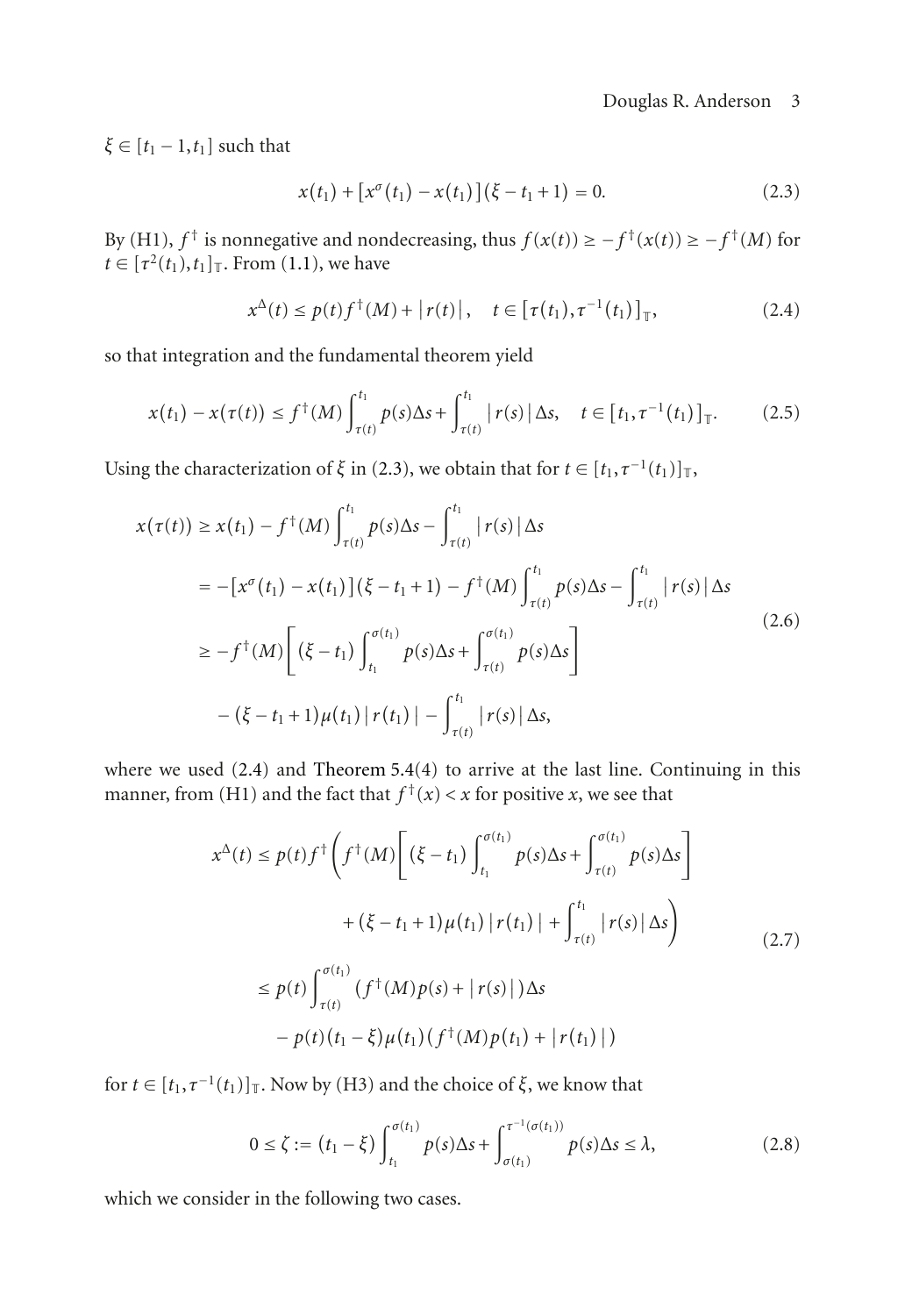$\xi \in [t_1 - 1, t_1]$ such that

$$x(t_1) + [x^{\sigma}(t_1) - x(t_1)](\xi - t_1 + 1) = 0. \tag{2.3}$$

By (H1), $f^{\dagger}$ is nonnegative and nondecreasing, thus $f(x(t)) \geq -f^{\dagger}(x(t)) \geq -f^{\dagger}(M)$ for $t \in [\tau^2(t_1), t_1]_{\mathbb{T}}$. From (1.1), we have

$$x^{\Delta}(t) \leq p(t) f^{\dagger}(M) + |r(t)|, \quad t \in [\tau(t_1), \tau^{-1}(t_1)]_{\mathbb{T}}, \tag{2.4}$$

so that integration and the fundamental theorem yield

$$x(t_1) - x(\tau(t)) \leq f^{\dagger}(M) \int_{\tau(t)}^{t_1} p(s)\Delta s + \int_{\tau(t)}^{t_1} |r(s)| \Delta s, \quad t \in [t_1, \tau^{-1}(t_1)]_{\mathbb{T}}. \tag{2.5}$$

Using the characterization of $\xi$ in (2.3), we obtain that for $t \in [t_1, \tau^{-1}(t_1)]_{\mathbb{T}}$,

$$\begin{aligned}
x(\tau(t)) &\geq x(t_1) - f^{\dagger}(M) \int_{\tau(t)}^{t_1} p(s)\Delta s - \int_{\tau(t)}^{t_1} |r(s)| \Delta s \\
&= -[x^{\sigma}(t_1) - x(t_1)](\xi - t_1 + 1) - f^{\dagger}(M) \int_{\tau(t)}^{t_1} p(s)\Delta s - \int_{\tau(t)}^{t_1} |r(s)| \Delta s \\
&\geq -f^{\dagger}(M) \left[ (\xi - t_1) \int_{t_1}^{\sigma(t_1)} p(s)\Delta s + \int_{\tau(t)}^{\sigma(t_1)} p(s)\Delta s \right] \\
&\quad - (\xi - t_1 + 1)\mu(t_1)|r(t_1)| - \int_{\tau(t)}^{t_1} |r(s)| \Delta s,
\end{aligned} \tag{2.6}$$

where we used (2.4) and Theorem 5.4(4) to arrive at the last line. Continuing in this manner, from (H1) and the fact that $f^{\dagger}(x) < x$ for positive $x$, we see that

$$\begin{aligned}
x^{\Delta}(t) &\leq p(t) f^{\dagger} \Bigg( f^{\dagger}(M) \left[ (\xi - t_1) \int_{t_1}^{\sigma(t_1)} p(s)\Delta s + \int_{\tau(t)}^{\sigma(t_1)} p(s)\Delta s \right] \\
&\qquad + (\xi - t_1 + 1)\mu(t_1)|r(t_1)| + \int_{\tau(t)}^{t_1} |r(s)| \Delta s \Bigg) \\
&\leq p(t) \int_{\tau(t)}^{\sigma(t_1)} \left( f^{\dagger}(M) p(s) + |r(s)| \right) \Delta s \\
&\quad - p(t)(t_1 - \xi)\mu(t_1)\left( f^{\dagger}(M) p(t_1) + |r(t_1)| \right)
\end{aligned} \tag{2.7}$$

for $t \in [t_1, \tau^{-1}(t_1)]_{\mathbb{T}}$. Now by (H3) and the choice of $\xi$, we know that

$$0 \leq \zeta := (t_1 - \xi) \int_{t_1}^{\sigma(t_1)} p(s)\Delta s + \int_{\sigma(t_1)}^{\tau^{-1}(\sigma(t_1))} p(s)\Delta s \leq \lambda, \tag{2.8}$$

which we consider in the following two cases.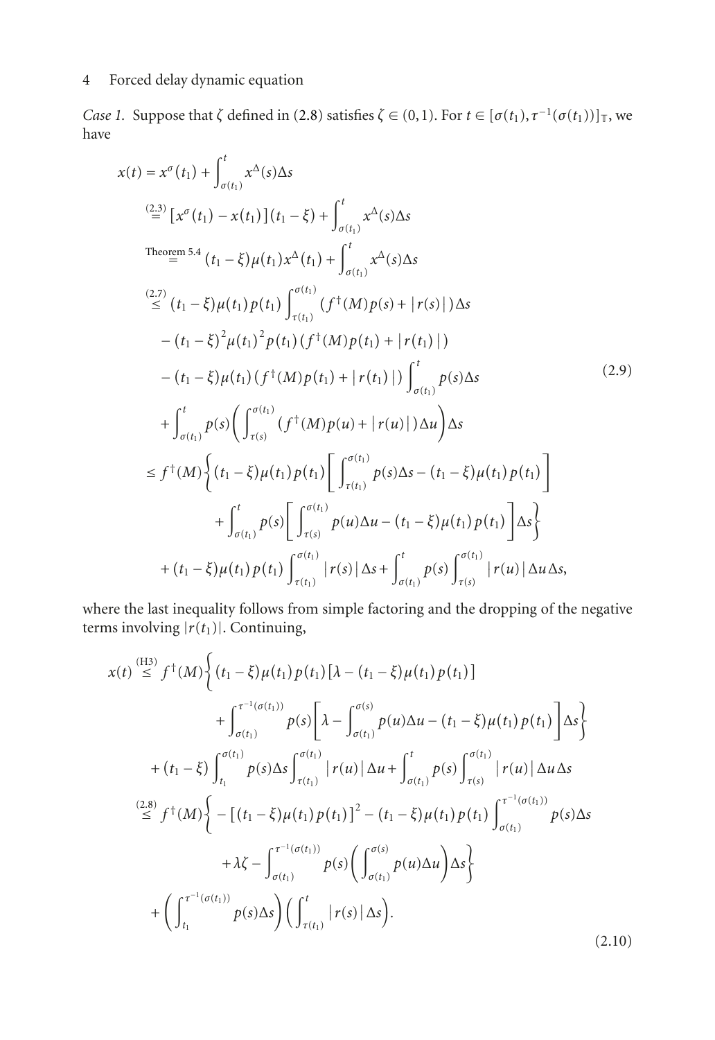*Case 1.* Suppose that $\zeta$ defined in (2.8) satisfies $\zeta \in (0,1)$. For $t \in [\sigma(t_1), \tau^{-1}(\sigma(t_1))]_{\mathbb{T}}$, we have

$$
\begin{aligned}
x(t) &= x^{\sigma}(t_1) + \int_{\sigma(t_1)}^{t} x^{\Delta}(s)\Delta s \\
&\overset{(2.3)}{=} \left[x^{\sigma}(t_1) - x(t_1)\right](t_1 - \xi) + \int_{\sigma(t_1)}^{t} x^{\Delta}(s)\Delta s \\
&\overset{\text{Theorem 5.4}}{=} (t_1 - \xi)\mu(t_1)x^{\Delta}(t_1) + \int_{\sigma(t_1)}^{t} x^{\Delta}(s)\Delta s \\
&\overset{(2.7)}{\leq} (t_1 - \xi)\mu(t_1)p(t_1)\int_{\tau(t_1)}^{\sigma(t_1)} \left(f^{\dagger}(M)p(s) + |r(s)|\right)\Delta s \\
&\quad - (t_1 - \xi)^2\mu(t_1)^2 p(t_1)\left(f^{\dagger}(M)p(t_1) + |r(t_1)|\right) \\
&\quad - (t_1 - \xi)\mu(t_1)\left(f^{\dagger}(M)p(t_1) + |r(t_1)|\right)\int_{\sigma(t_1)}^{t} p(s)\Delta s \\
&\quad + \int_{\sigma(t_1)}^{t} p(s)\left(\int_{\tau(s)}^{\sigma(t_1)} \left(f^{\dagger}(M)p(u) + |r(u)|\right)\Delta u\right)\Delta s \\
&\leq f^{\dagger}(M)\Bigg\{(t_1 - \xi)\mu(t_1)p(t_1)\left[\int_{\tau(t_1)}^{\sigma(t_1)} p(s)\Delta s - (t_1 - \xi)\mu(t_1)p(t_1)\right] \\
&\qquad + \int_{\sigma(t_1)}^{t} p(s)\left[\int_{\tau(s)}^{\sigma(t_1)} p(u)\Delta u - (t_1 - \xi)\mu(t_1)p(t_1)\right]\Delta s\Bigg\} \\
&\quad + (t_1 - \xi)\mu(t_1)p(t_1)\int_{\tau(t_1)}^{\sigma(t_1)} |r(s)|\Delta s + \int_{\sigma(t_1)}^{t} p(s)\int_{\tau(s)}^{\sigma(t_1)} |r(u)|\Delta u\Delta s,
\end{aligned}
\tag{2.9}
$$

where the last inequality follows from simple factoring and the dropping of the negative terms involving $|r(t_1)|$. Continuing,

$$
\begin{aligned}
x(t) &\overset{(\text{H3})}{\leq} f^{\dagger}(M)\Bigg\{(t_1 - \xi)\mu(t_1)p(t_1)\left[\lambda - (t_1 - \xi)\mu(t_1)p(t_1)\right] \\
&\qquad + \int_{\sigma(t_1)}^{\tau^{-1}(\sigma(t_1))} p(s)\left[\lambda - \int_{\sigma(t_1)}^{\sigma(s)} p(u)\Delta u - (t_1 - \xi)\mu(t_1)p(t_1)\right]\Delta s\Bigg\} \\
&\quad + (t_1 - \xi)\int_{t_1}^{\sigma(t_1)} p(s)\Delta s\int_{\tau(t_1)}^{\sigma(t_1)} |r(u)|\Delta u + \int_{\sigma(t_1)}^{t} p(s)\int_{\tau(s)}^{\sigma(t_1)} |r(u)|\Delta u\Delta s \\
&\overset{(2.8)}{\leq} f^{\dagger}(M)\Bigg\{-\left[(t_1 - \xi)\mu(t_1)p(t_1)\right]^2 - (t_1 - \xi)\mu(t_1)p(t_1)\int_{\sigma(t_1)}^{\tau^{-1}(\sigma(t_1))} p(s)\Delta s \\
&\qquad + \lambda\zeta - \int_{\sigma(t_1)}^{\tau^{-1}(\sigma(t_1))} p(s)\left(\int_{\sigma(t_1)}^{\sigma(s)} p(u)\Delta u\right)\Delta s\Bigg\} \\
&\quad + \left(\int_{t_1}^{\tau^{-1}(\sigma(t_1))} p(s)\Delta s\right)\left(\int_{\tau(t_1)}^{t} |r(s)|\Delta s\right).
\end{aligned}
\tag{2.10}
$$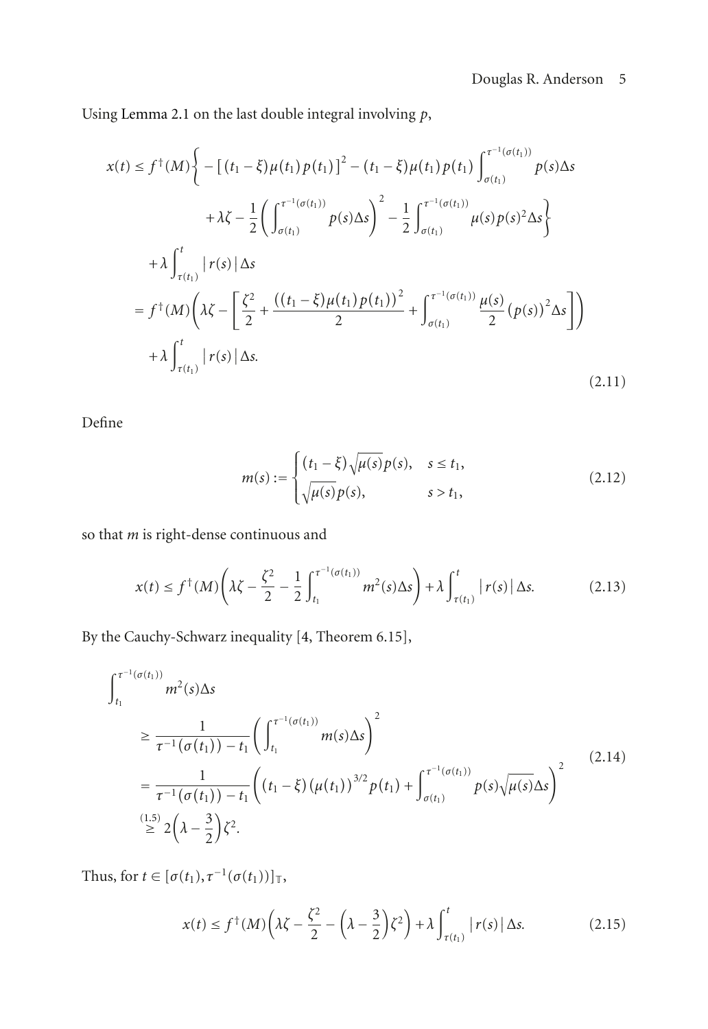Using Lemma 2.1 on the last double integral involving $p$,

$$
\begin{aligned}
x(t) \leq{}& f^{\dagger}(M)\bigg\{ -\left[(t_1-\xi)\mu(t_1)p(t_1)\right]^2 - (t_1-\xi)\mu(t_1)p(t_1)\int_{\sigma(t_1)}^{\tau^{-1}(\sigma(t_1))} p(s)\Delta s \\
&\quad + \lambda\zeta - \frac{1}{2}\left(\int_{\sigma(t_1)}^{\tau^{-1}(\sigma(t_1))} p(s)\Delta s\right)^2 - \frac{1}{2}\int_{\sigma(t_1)}^{\tau^{-1}(\sigma(t_1))} \mu(s)p(s)^2\Delta s\bigg\} \\
&+ \lambda\int_{\tau(t_1)}^{t} |r(s)|\Delta s \\
={}& f^{\dagger}(M)\left(\lambda\zeta - \left[\frac{\zeta^2}{2} + \frac{((t_1-\xi)\mu(t_1)p(t_1))^2}{2} + \int_{\sigma(t_1)}^{\tau^{-1}(\sigma(t_1))} \frac{\mu(s)}{2}(p(s))^2\Delta s\right]\right) \\
&+ \lambda\int_{\tau(t_1)}^{t} |r(s)|\Delta s.
\end{aligned}
\tag{2.11}
$$

Define

$$
m(s) := \begin{cases} (t_1-\xi)\sqrt{\mu(s)}\,p(s), & s \leq t_1, \\ \sqrt{\mu(s)}\,p(s), & s > t_1, \end{cases}
\tag{2.12}
$$

so that $m$ is right-dense continuous and

$$
x(t) \leq f^{\dagger}(M)\left(\lambda\zeta - \frac{\zeta^2}{2} - \frac{1}{2}\int_{t_1}^{\tau^{-1}(\sigma(t_1))} m^2(s)\Delta s\right) + \lambda\int_{\tau(t_1)}^{t} |r(s)|\Delta s.
\tag{2.13}
$$

By the Cauchy-Schwarz inequality [4, Theorem 6.15],

$$
\begin{aligned}
&\int_{t_1}^{\tau^{-1}(\sigma(t_1))} m^2(s)\Delta s \\
&\quad \geq \frac{1}{\tau^{-1}(\sigma(t_1)) - t_1}\left(\int_{t_1}^{\tau^{-1}(\sigma(t_1))} m(s)\Delta s\right)^2 \\
&\quad = \frac{1}{\tau^{-1}(\sigma(t_1)) - t_1}\left((t_1-\xi)(\mu(t_1))^{3/2}p(t_1) + \int_{\sigma(t_1)}^{\tau^{-1}(\sigma(t_1))} p(s)\sqrt{\mu(s)}\Delta s\right)^2 \\
&\quad \overset{(1.5)}{\geq} 2\left(\lambda - \frac{3}{2}\right)\zeta^2.
\end{aligned}
\tag{2.14}
$$

Thus, for $t \in [\sigma(t_1), \tau^{-1}(\sigma(t_1))]_{\mathbb{T}}$,

$$
x(t) \leq f^{\dagger}(M)\left(\lambda\zeta - \frac{\zeta^2}{2} - \left(\lambda - \frac{3}{2}\right)\zeta^2\right) + \lambda\int_{\tau(t_1)}^{t} |r(s)|\Delta s.
\tag{2.15}
$$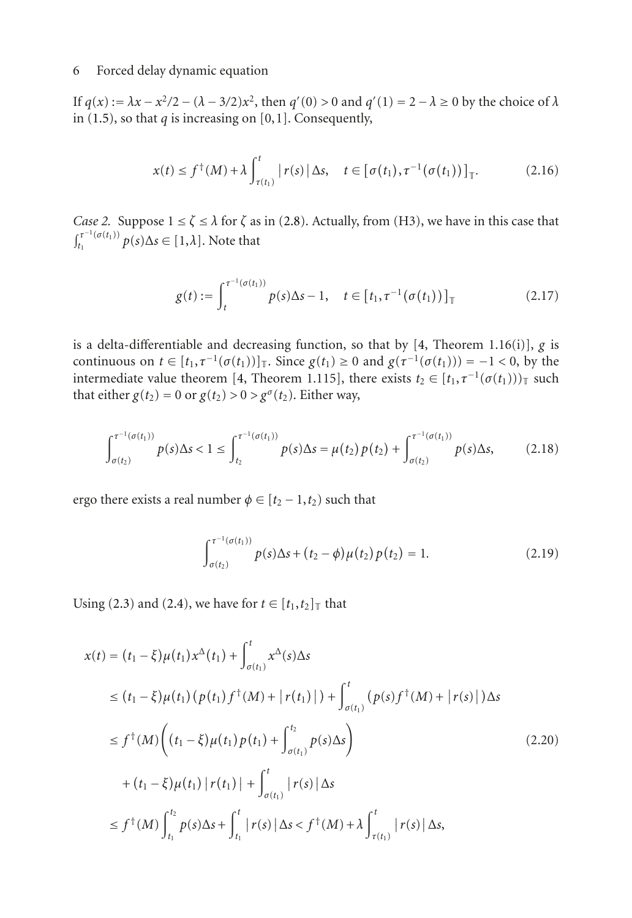If $q(x) := \lambda x - x^2/2 - (\lambda - 3/2)x^2$, then $q'(0) > 0$ and $q'(1) = 2 - \lambda \geq 0$ by the choice of $\lambda$ in (1.5), so that $q$ is increasing on $[0,1]$. Consequently,

$$x(t) \leq f^{\dagger}(M) + \lambda \int_{\tau(t_1)}^{t} |r(s)| \Delta s, \quad t \in [\sigma(t_1), \tau^{-1}(\sigma(t_1))]_{\mathbb{T}}. \tag{2.16}$$

*Case 2.* Suppose $1 \leq \zeta \leq \lambda$ for $\zeta$ as in (2.8). Actually, from (H3), we have in this case that $\int_{t_1}^{\tau^{-1}(\sigma(t_1))} p(s)\Delta s \in [1, \lambda]$. Note that

$$g(t) := \int_{t}^{\tau^{-1}(\sigma(t_1))} p(s)\Delta s - 1, \quad t \in [t_1, \tau^{-1}(\sigma(t_1))]_{\mathbb{T}} \tag{2.17}$$

is a delta-differentiable and decreasing function, so that by [4, Theorem 1.16(i)], $g$ is continuous on $t \in [t_1, \tau^{-1}(\sigma(t_1))]_{\mathbb{T}}$. Since $g(t_1) \geq 0$ and $g(\tau^{-1}(\sigma(t_1))) = -1 < 0$, by the intermediate value theorem [4, Theorem 1.115], there exists $t_2 \in [t_1, \tau^{-1}(\sigma(t_1)))_{\mathbb{T}}$ such that either $g(t_2) = 0$ or $g(t_2) > 0 > g^{\sigma}(t_2)$. Either way,

$$\int_{\sigma(t_2)}^{\tau^{-1}(\sigma(t_1))} p(s)\Delta s < 1 \leq \int_{t_2}^{\tau^{-1}(\sigma(t_1))} p(s)\Delta s = \mu(t_2)p(t_2) + \int_{\sigma(t_2)}^{\tau^{-1}(\sigma(t_1))} p(s)\Delta s, \tag{2.18}$$

ergo there exists a real number $\phi \in [t_2 - 1, t_2)$ such that

$$\int_{\sigma(t_2)}^{\tau^{-1}(\sigma(t_1))} p(s)\Delta s + (t_2 - \phi)\mu(t_2)p(t_2) = 1. \tag{2.19}$$

Using (2.3) and (2.4), we have for $t \in [t_1, t_2]_{\mathbb{T}}$ that

$$\begin{aligned}
x(t) &= (t_1 - \xi)\mu(t_1)x^{\Delta}(t_1) + \int_{\sigma(t_1)}^{t} x^{\Delta}(s)\Delta s \\
&\leq (t_1 - \xi)\mu(t_1)\left(p(t_1)f^{\dagger}(M) + |r(t_1)|\right) + \int_{\sigma(t_1)}^{t} \left(p(s)f^{\dagger}(M) + |r(s)|\right)\Delta s \\
&\leq f^{\dagger}(M)\left((t_1 - \xi)\mu(t_1)p(t_1) + \int_{\sigma(t_1)}^{t_2} p(s)\Delta s\right) \\
&\quad + (t_1 - \xi)\mu(t_1)|r(t_1)| + \int_{\sigma(t_1)}^{t} |r(s)|\Delta s \\
&\leq f^{\dagger}(M)\int_{t_1}^{t_2} p(s)\Delta s + \int_{t_1}^{t} |r(s)|\Delta s < f^{\dagger}(M) + \lambda \int_{\tau(t_1)}^{t} |r(s)|\Delta s,
\end{aligned} \tag{2.20}$$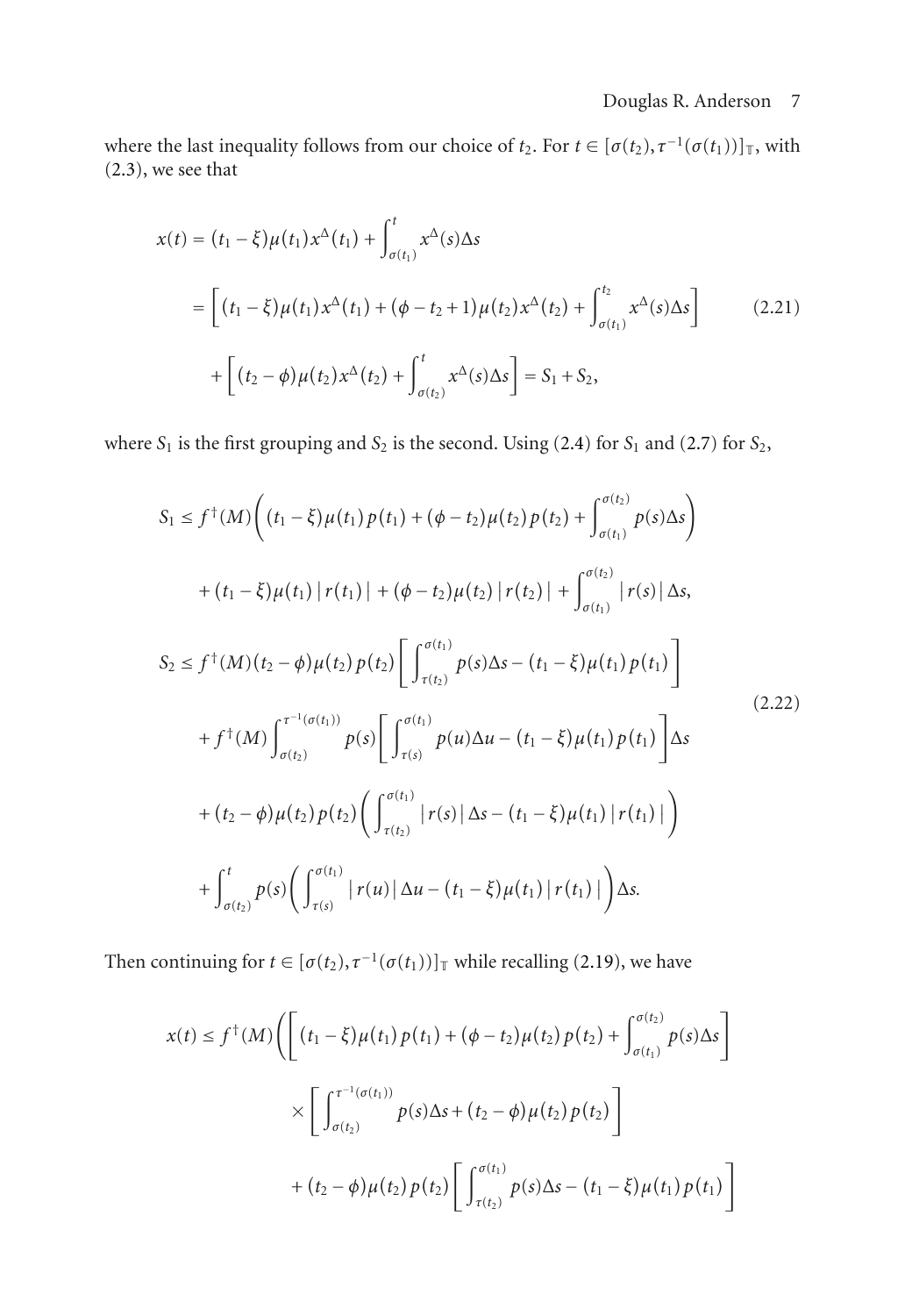where the last inequality follows from our choice of $t_2$. For $t \in [\sigma(t_2), \tau^{-1}(\sigma(t_1))]_{\mathbb{T}}$, with (2.3), we see that

$$
\begin{aligned}
x(t) &= (t_1 - \xi)\mu(t_1)x^{\Delta}(t_1) + \int_{\sigma(t_1)}^{t} x^{\Delta}(s)\Delta s \\
&= \left[(t_1 - \xi)\mu(t_1)x^{\Delta}(t_1) + (\phi - t_2 + 1)\mu(t_2)x^{\Delta}(t_2) + \int_{\sigma(t_1)}^{t_2} x^{\Delta}(s)\Delta s\right] \\
&\quad + \left[(t_2 - \phi)\mu(t_2)x^{\Delta}(t_2) + \int_{\sigma(t_2)}^{t} x^{\Delta}(s)\Delta s\right] = S_1 + S_2,
\end{aligned} \tag{2.21}
$$

where $S_1$ is the first grouping and $S_2$ is the second. Using (2.4) for $S_1$ and (2.7) for $S_2$,

$$
\begin{aligned}
S_1 &\leq f^{\dagger}(M)\left((t_1 - \xi)\mu(t_1)p(t_1) + (\phi - t_2)\mu(t_2)p(t_2) + \int_{\sigma(t_1)}^{\sigma(t_2)} p(s)\Delta s\right) \\
&\quad + (t_1 - \xi)\mu(t_1)\,|r(t_1)|\, + (\phi - t_2)\mu(t_2)\,|r(t_2)|\, + \int_{\sigma(t_1)}^{\sigma(t_2)} |r(s)|\,\Delta s, \\
S_2 &\leq f^{\dagger}(M)(t_2 - \phi)\mu(t_2)p(t_2)\left[\int_{\tau(t_2)}^{\sigma(t_1)} p(s)\Delta s - (t_1 - \xi)\mu(t_1)p(t_1)\right] \\
&\quad + f^{\dagger}(M)\int_{\sigma(t_2)}^{\tau^{-1}(\sigma(t_1))} p(s)\left[\int_{\tau(s)}^{\sigma(t_1)} p(u)\Delta u - (t_1 - \xi)\mu(t_1)p(t_1)\right]\Delta s \\
&\quad + (t_2 - \phi)\mu(t_2)p(t_2)\left(\int_{\tau(t_2)}^{\sigma(t_1)} |r(s)|\,\Delta s - (t_1 - \xi)\mu(t_1)\,|r(t_1)|\,\right) \\
&\quad + \int_{\sigma(t_2)}^{t} p(s)\left(\int_{\tau(s)}^{\sigma(t_1)} |r(u)|\,\Delta u - (t_1 - \xi)\mu(t_1)\,|r(t_1)|\,\right)\Delta s.
\end{aligned} \tag{2.22}
$$

Then continuing for $t \in [\sigma(t_2), \tau^{-1}(\sigma(t_1))]_{\mathbb{T}}$ while recalling (2.19), we have

$$
\begin{aligned}
x(t) \leq f^{\dagger}(M)\Bigg(&\left[(t_1 - \xi)\mu(t_1)p(t_1) + (\phi - t_2)\mu(t_2)p(t_2) + \int_{\sigma(t_1)}^{\sigma(t_2)} p(s)\Delta s\right] \\
&\times \left[\int_{\sigma(t_2)}^{\tau^{-1}(\sigma(t_1))} p(s)\Delta s + (t_2 - \phi)\mu(t_2)p(t_2)\right] \\
&+ (t_2 - \phi)\mu(t_2)p(t_2)\left[\int_{\tau(t_2)}^{\sigma(t_1)} p(s)\Delta s - (t_1 - \xi)\mu(t_1)p(t_1)\right]
\end{aligned}
$$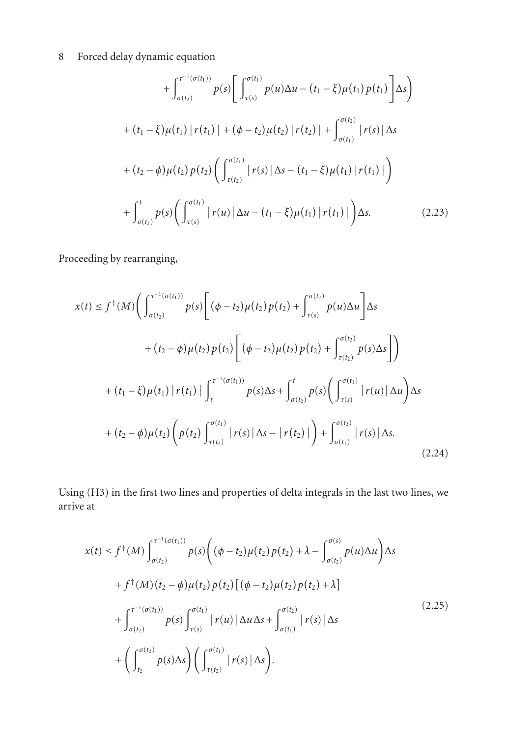$$
\begin{aligned}
&+ \int_{\sigma(t_2)}^{\tau^{-1}(\sigma(t_1))} p(s)\left[\int_{\tau(s)}^{\sigma(t_1)} p(u)\Delta u - (t_1-\xi)\mu(t_1)p(t_1)\right]\Delta s\Bigg) \\
&+ (t_1-\xi)\mu(t_1)\,|r(t_1)| + (\phi - t_2)\mu(t_2)\,|r(t_2)| + \int_{\sigma(t_1)}^{\sigma(t_2)} |r(s)|\,\Delta s \\
&+ (t_2-\phi)\mu(t_2)p(t_2)\left(\int_{\tau(t_2)}^{\sigma(t_1)} |r(s)|\,\Delta s - (t_1-\xi)\mu(t_1)\,|r(t_1)|\right) \\
&+ \int_{\sigma(t_2)}^{t} p(s)\left(\int_{\tau(s)}^{\sigma(t_1)} |r(u)|\,\Delta u - (t_1-\xi)\mu(t_1)\,|r(t_1)|\right)\Delta s. \qquad (2.23)
\end{aligned}
$$

Proceeding by rearranging,

$$
\begin{aligned}
x(t) \le{}& f^{\dagger}(M)\Bigg(\int_{\sigma(t_2)}^{\tau^{-1}(\sigma(t_1))} p(s)\left[(\phi - t_2)\mu(t_2)p(t_2) + \int_{\tau(s)}^{\sigma(t_2)} p(u)\Delta u\right]\Delta s \\
&+ (t_2-\phi)\mu(t_2)p(t_2)\left[(\phi - t_2)\mu(t_2)p(t_2) + \int_{\tau(t_2)}^{\sigma(t_2)} p(s)\Delta s\right]\Bigg) \\
&+ (t_1-\xi)\mu(t_1)\,|r(t_1)|\int_{t}^{\tau^{-1}(\sigma(t_1))} p(s)\Delta s + \int_{\sigma(t_2)}^{t} p(s)\left(\int_{\tau(s)}^{\sigma(t_1)} |r(u)|\,\Delta u\right)\Delta s \\
&+ (t_2-\phi)\mu(t_2)\left(p(t_2)\int_{\tau(t_2)}^{\sigma(t_1)} |r(s)|\,\Delta s - |r(t_2)|\right) + \int_{\sigma(t_1)}^{\sigma(t_2)} |r(s)|\,\Delta s. \qquad (2.24)
\end{aligned}
$$

Using (H3) in the first two lines and properties of delta integrals in the last two lines, we arrive at

$$
\begin{aligned}
x(t) \le{}& f^{\dagger}(M)\int_{\sigma(t_2)}^{\tau^{-1}(\sigma(t_1))} p(s)\left((\phi - t_2)\mu(t_2)p(t_2) + \lambda - \int_{\sigma(t_2)}^{\sigma(s)} p(u)\Delta u\right)\Delta s \\
&+ f^{\dagger}(M)(t_2-\phi)\mu(t_2)p(t_2)\left[(\phi - t_2)\mu(t_2)p(t_2) + \lambda\right] \\
&+ \int_{\sigma(t_2)}^{\tau^{-1}(\sigma(t_1))} p(s)\int_{\tau(s)}^{\sigma(t_1)} |r(u)|\,\Delta u\,\Delta s + \int_{\sigma(t_1)}^{\sigma(t_2)} |r(s)|\,\Delta s \\
&+ \left(\int_{t_2}^{\sigma(t_2)} p(s)\Delta s\right)\left(\int_{\tau(t_2)}^{\sigma(t_1)} |r(s)|\,\Delta s\right).
\end{aligned}
\qquad (2.25)
$$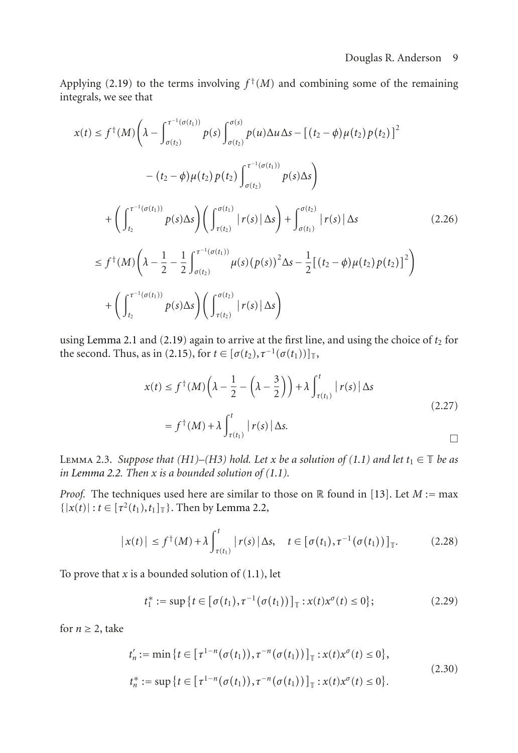Applying (2.19) to the terms involving $f^\dagger(M)$ and combining some of the remaining integrals, we see that

$$
\begin{aligned}
x(t) \leq{} & f^\dagger(M)\bigg(\lambda - \int_{\sigma(t_2)}^{\tau^{-1}(\sigma(t_1))} p(s)\int_{\sigma(t_2)}^{\sigma(s)} p(u)\Delta u\Delta s - \big[(t_2-\phi)\mu(t_2)p(t_2)\big]^2 \\
& \qquad - (t_2-\phi)\mu(t_2)p(t_2)\int_{\sigma(t_2)}^{\tau^{-1}(\sigma(t_1))} p(s)\Delta s\bigg) \\
& + \left(\int_{t_2}^{\tau^{-1}(\sigma(t_1))} p(s)\Delta s\right)\left(\int_{\tau(t_2)}^{\sigma(t_1)} |r(s)|\Delta s\right) + \int_{\sigma(t_1)}^{\sigma(t_2)} |r(s)|\Delta s \\
\leq{} & f^\dagger(M)\left(\lambda - \frac{1}{2} - \frac{1}{2}\int_{\sigma(t_2)}^{\tau^{-1}(\sigma(t_1))} \mu(s)(p(s))^2\Delta s - \frac{1}{2}\big[(t_2-\phi)\mu(t_2)p(t_2)\big]^2\right) \\
& + \left(\int_{t_2}^{\tau^{-1}(\sigma(t_1))} p(s)\Delta s\right)\left(\int_{\tau(t_2)}^{\sigma(t_2)} |r(s)|\Delta s\right)
\end{aligned}
\tag{2.26}
$$

using Lemma 2.1 and (2.19) again to arrive at the first line, and using the choice of $t_2$ for the second. Thus, as in (2.15), for $t \in [\sigma(t_2), \tau^{-1}(\sigma(t_1))]_{\mathbb{T}}$,

$$
\begin{aligned}
x(t) &\leq f^\dagger(M)\left(\lambda - \frac{1}{2} - \left(\lambda - \frac{3}{2}\right)\right) + \lambda\int_{\tau(t_1)}^{t} |r(s)|\Delta s \\
&= f^\dagger(M) + \lambda\int_{\tau(t_1)}^{t} |r(s)|\Delta s.
\end{aligned}
\tag{2.27}
$$

□

**Lemma 2.3.** *Suppose that (H1)–(H3) hold. Let $x$ be a solution of (1.1) and let $t_1 \in \mathbb{T}$ be as in Lemma 2.2. Then $x$ is a bounded solution of (1.1).*

*Proof.* The techniques used here are similar to those on $\mathbb{R}$ found in [13]. Let $M := \max\{|x(t)| : t \in [\tau^2(t_1), t_1]_{\mathbb{T}}\}$. Then by Lemma 2.2,

$$
|x(t)| \leq f^\dagger(M) + \lambda\int_{\tau(t_1)}^{t} |r(s)|\Delta s, \quad t \in [\sigma(t_1), \tau^{-1}(\sigma(t_1))]_{\mathbb{T}}. \tag{2.28}
$$

To prove that $x$ is a bounded solution of (1.1), let

$$
t_1^* := \sup\{t \in [\sigma(t_1), \tau^{-1}(\sigma(t_1))]_{\mathbb{T}} : x(t)x^\sigma(t) \leq 0\}; \tag{2.29}
$$

for $n \geq 2$, take

$$
\begin{aligned}
t_n' &:= \min\{t \in [\tau^{1-n}(\sigma(t_1)), \tau^{-n}(\sigma(t_1))]_{\mathbb{T}} : x(t)x^\sigma(t) \leq 0\}, \\
t_n^* &:= \sup\{t \in [\tau^{1-n}(\sigma(t_1)), \tau^{-n}(\sigma(t_1))]_{\mathbb{T}} : x(t)x^\sigma(t) \leq 0\}.
\end{aligned}
\tag{2.30}
$$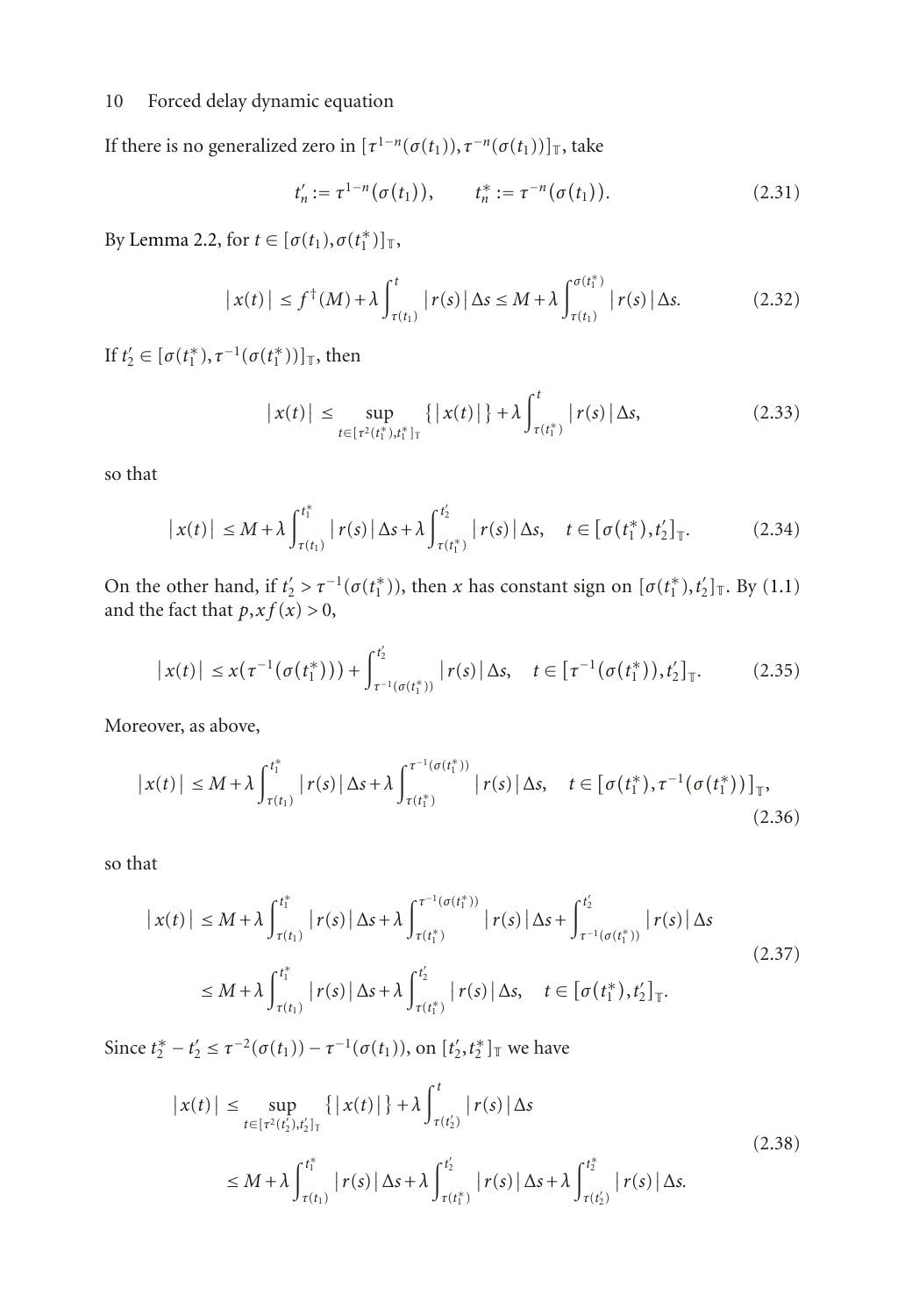If there is no generalized zero in $[\tau^{1-n}(\sigma(t_1)), \tau^{-n}(\sigma(t_1))]_{\mathbb{T}}$, take

$$t'_n := \tau^{1-n}(\sigma(t_1)), \qquad t^*_n := \tau^{-n}(\sigma(t_1)). \tag{2.31}$$

By Lemma 2.2, for $t \in [\sigma(t_1), \sigma(t^*_1)]_{\mathbb{T}}$,

$$|x(t)| \le f^{\dagger}(M) + \lambda \int_{\tau(t_1)}^{t} |r(s)| \Delta s \le M + \lambda \int_{\tau(t_1)}^{\sigma(t^*_1)} |r(s)| \Delta s. \tag{2.32}$$

If $t'_2 \in [\sigma(t^*_1), \tau^{-1}(\sigma(t^*_1))]_{\mathbb{T}}$, then

$$|x(t)| \le \sup_{t \in [\tau^2(t^*_1), t^*_1]_{\mathbb{T}}} \{|x(t)|\} + \lambda \int_{\tau(t^*_1)}^{t} |r(s)| \Delta s, \tag{2.33}$$

so that

$$|x(t)| \le M + \lambda \int_{\tau(t_1)}^{t^*_1} |r(s)| \Delta s + \lambda \int_{\tau(t^*_1)}^{t'_2} |r(s)| \Delta s, \quad t \in [\sigma(t^*_1), t'_2]_{\mathbb{T}}. \tag{2.34}$$

On the other hand, if $t'_2 > \tau^{-1}(\sigma(t^*_1))$, then $x$ has constant sign on $[\sigma(t^*_1), t'_2]_{\mathbb{T}}$. By (1.1) and the fact that $p, xf(x) > 0$,

$$|x(t)| \le x(\tau^{-1}(\sigma(t^*_1))) + \int_{\tau^{-1}(\sigma(t^*_1))}^{t'_2} |r(s)| \Delta s, \quad t \in [\tau^{-1}(\sigma(t^*_1)), t'_2]_{\mathbb{T}}. \tag{2.35}$$

Moreover, as above,

$$|x(t)| \le M + \lambda \int_{\tau(t_1)}^{t^*_1} |r(s)| \Delta s + \lambda \int_{\tau(t^*_1)}^{\tau^{-1}(\sigma(t^*_1))} |r(s)| \Delta s, \quad t \in [\sigma(t^*_1), \tau^{-1}(\sigma(t^*_1))]_{\mathbb{T}}, \tag{2.36}$$

so that

$$\begin{aligned} |x(t)| &\le M + \lambda \int_{\tau(t_1)}^{t^*_1} |r(s)| \Delta s + \lambda \int_{\tau(t^*_1)}^{\tau^{-1}(\sigma(t^*_1))} |r(s)| \Delta s + \int_{\tau^{-1}(\sigma(t^*_1))}^{t'_2} |r(s)| \Delta s \\ &\le M + \lambda \int_{\tau(t_1)}^{t^*_1} |r(s)| \Delta s + \lambda \int_{\tau(t^*_1)}^{t'_2} |r(s)| \Delta s, \quad t \in [\sigma(t^*_1), t'_2]_{\mathbb{T}}. \end{aligned} \tag{2.37}$$

Since $t^*_2 - t'_2 \le \tau^{-2}(\sigma(t_1)) - \tau^{-1}(\sigma(t_1))$, on $[t'_2, t^*_2]_{\mathbb{T}}$ we have

$$\begin{aligned} |x(t)| &\le \sup_{t \in [\tau^2(t'_2), t'_2]_{\mathbb{T}}} \{|x(t)|\} + \lambda \int_{\tau(t'_2)}^{t} |r(s)| \Delta s \\ &\le M + \lambda \int_{\tau(t_1)}^{t^*_1} |r(s)| \Delta s + \lambda \int_{\tau(t^*_1)}^{t'_2} |r(s)| \Delta s + \lambda \int_{\tau(t'_2)}^{t^*_2} |r(s)| \Delta s. \end{aligned} \tag{2.38}$$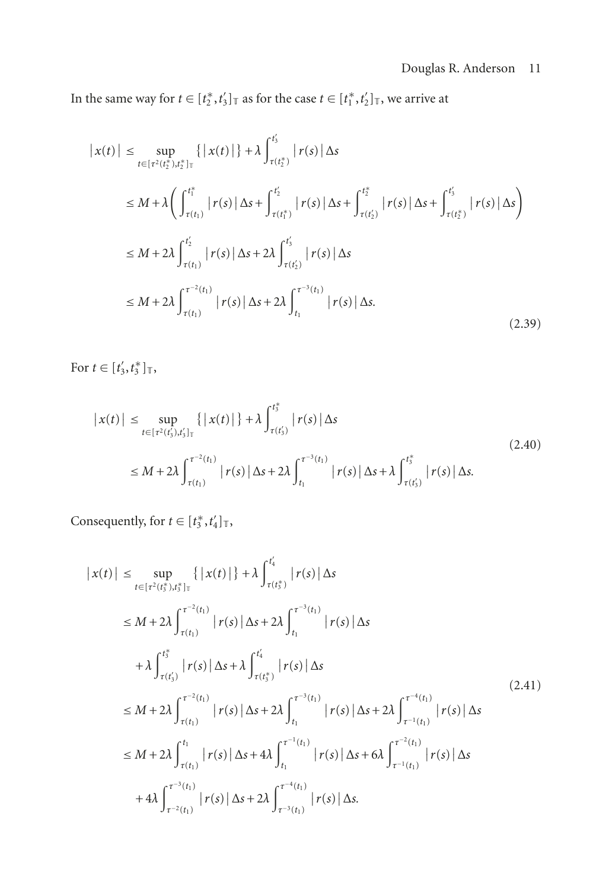In the same way for $t \in [t_2^*, t_3']_{\mathbb{T}}$ as for the case $t \in [t_1^*, t_2']_{\mathbb{T}}$, we arrive at

$$
\begin{aligned}
|x(t)| &\le \sup_{t \in [\tau^2(t_2^*), t_2^*]_{\mathbb{T}}} \{|x(t)|\} + \lambda \int_{\tau(t_2^*)}^{t_3'} |r(s)| \Delta s \\
&\le M + \lambda \left( \int_{\tau(t_1)}^{t_1^*} |r(s)| \Delta s + \int_{\tau(t_1^*)}^{t_2'} |r(s)| \Delta s + \int_{\tau(t_2')}^{t_2^*} |r(s)| \Delta s + \int_{\tau(t_2^*)}^{t_3'} |r(s)| \Delta s \right) \\
&\le M + 2\lambda \int_{\tau(t_1)}^{t_2'} |r(s)| \Delta s + 2\lambda \int_{\tau(t_2')}^{t_3'} |r(s)| \Delta s \\
&\le M + 2\lambda \int_{\tau(t_1)}^{\tau^{-2}(t_1)} |r(s)| \Delta s + 2\lambda \int_{t_1}^{\tau^{-3}(t_1)} |r(s)| \Delta s.
\end{aligned}
\tag{2.39}
$$

For $t \in [t_3', t_3^*]_{\mathbb{T}}$,

$$
\begin{aligned}
|x(t)| &\le \sup_{t \in [\tau^2(t_3'), t_3']_{\mathbb{T}}} \{|x(t)|\} + \lambda \int_{\tau(t_3')}^{t_3^*} |r(s)| \Delta s \\
&\le M + 2\lambda \int_{\tau(t_1)}^{\tau^{-2}(t_1)} |r(s)| \Delta s + 2\lambda \int_{t_1}^{\tau^{-3}(t_1)} |r(s)| \Delta s + \lambda \int_{\tau(t_3')}^{t_3^*} |r(s)| \Delta s.
\end{aligned}
\tag{2.40}
$$

Consequently, for $t \in [t_3^*, t_4']_{\mathbb{T}}$,

$$
\begin{aligned}
|x(t)| &\le \sup_{t \in [\tau^2(t_3^*), t_3^*]_{\mathbb{T}}} \{|x(t)|\} + \lambda \int_{\tau(t_3^*)}^{t_4'} |r(s)| \Delta s \\
&\le M + 2\lambda \int_{\tau(t_1)}^{\tau^{-2}(t_1)} |r(s)| \Delta s + 2\lambda \int_{t_1}^{\tau^{-3}(t_1)} |r(s)| \Delta s \\
&\quad + \lambda \int_{\tau(t_3')}^{t_3^*} |r(s)| \Delta s + \lambda \int_{\tau(t_3^*)}^{t_4'} |r(s)| \Delta s \\
&\le M + 2\lambda \int_{\tau(t_1)}^{\tau^{-2}(t_1)} |r(s)| \Delta s + 2\lambda \int_{t_1}^{\tau^{-3}(t_1)} |r(s)| \Delta s + 2\lambda \int_{\tau^{-1}(t_1)}^{\tau^{-4}(t_1)} |r(s)| \Delta s \\
&\le M + 2\lambda \int_{\tau(t_1)}^{t_1} |r(s)| \Delta s + 4\lambda \int_{t_1}^{\tau^{-1}(t_1)} |r(s)| \Delta s + 6\lambda \int_{\tau^{-1}(t_1)}^{\tau^{-2}(t_1)} |r(s)| \Delta s \\
&\quad + 4\lambda \int_{\tau^{-2}(t_1)}^{\tau^{-3}(t_1)} |r(s)| \Delta s + 2\lambda \int_{\tau^{-3}(t_1)}^{\tau^{-4}(t_1)} |r(s)| \Delta s.
\end{aligned}
\tag{2.41}
$$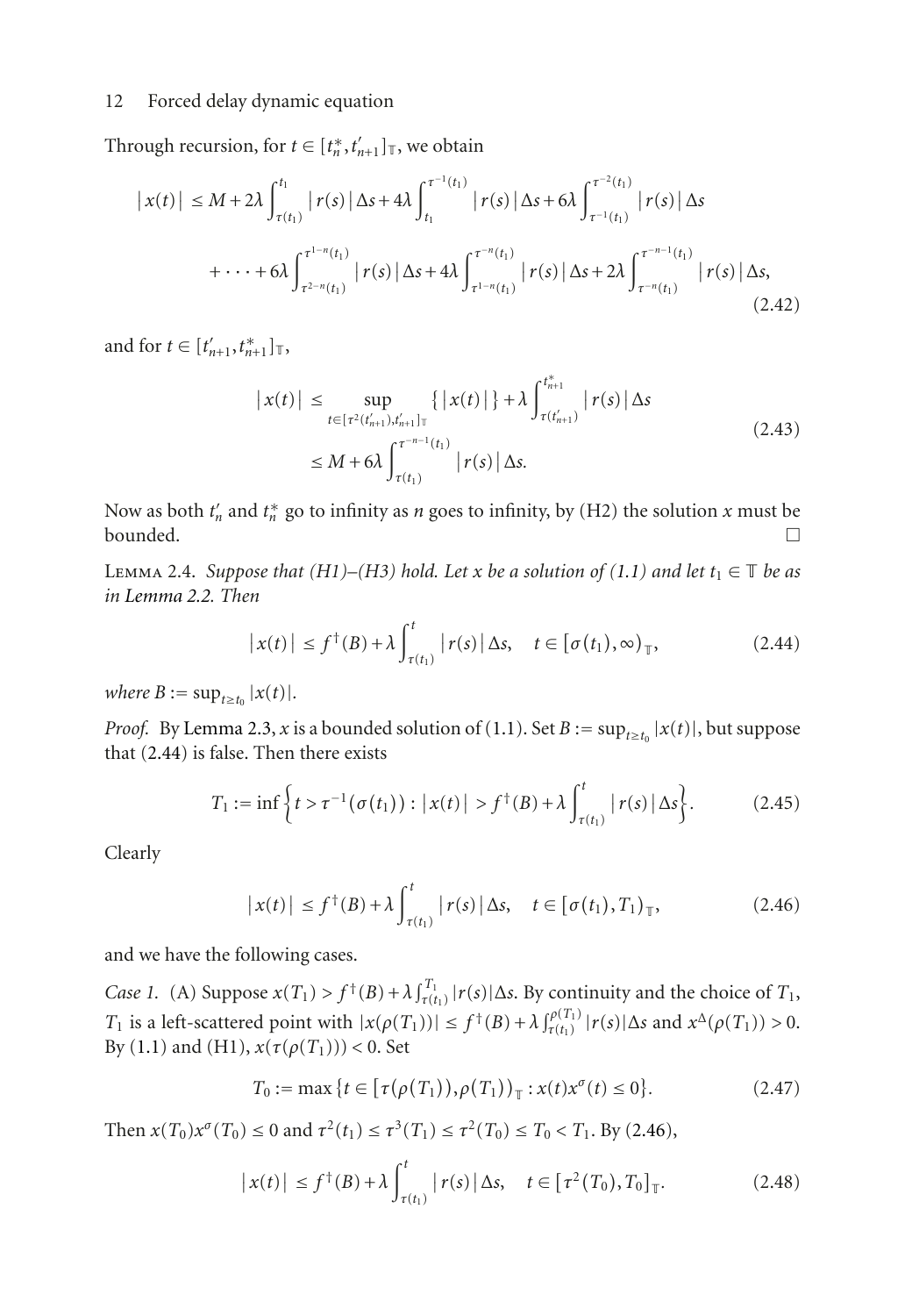Through recursion, for $t \in [t_n^*, t'_{n+1}]_{\mathbb{T}}$, we obtain

$$
\begin{aligned}
|x(t)| \leq\ & M + 2\lambda \int_{\tau(t_1)}^{t_1} |r(s)|\Delta s + 4\lambda \int_{t_1}^{\tau^{-1}(t_1)} |r(s)|\Delta s + 6\lambda \int_{\tau^{-1}(t_1)}^{\tau^{-2}(t_1)} |r(s)|\Delta s \\
& + \cdots + 6\lambda \int_{\tau^{2-n}(t_1)}^{\tau^{1-n}(t_1)} |r(s)|\Delta s + 4\lambda \int_{\tau^{1-n}(t_1)}^{\tau^{-n}(t_1)} |r(s)|\Delta s + 2\lambda \int_{\tau^{-n}(t_1)}^{\tau^{-n-1}(t_1)} |r(s)|\Delta s,
\end{aligned}
\tag{2.42}
$$

and for $t \in [t'_{n+1}, t^*_{n+1}]_{\mathbb{T}}$,

$$
\begin{aligned}
|x(t)| &\leq \sup_{t \in [\tau^2(t'_{n+1}), t'_{n+1}]_{\mathbb{T}}} \{|x(t)|\} + \lambda \int_{\tau(t'_{n+1})}^{t^*_{n+1}} |r(s)|\Delta s \\
&\leq M + 6\lambda \int_{\tau(t_1)}^{\tau^{-n-1}(t_1)} |r(s)|\Delta s.
\end{aligned}
\tag{2.43}
$$

Now as both $t'_n$ and $t^*_n$ go to infinity as $n$ goes to infinity, by (H2) the solution $x$ must be bounded. □

Lemma 2.4. *Suppose that (H1)–(H3) hold. Let $x$ be a solution of (1.1) and let $t_1 \in \mathbb{T}$ be as in Lemma 2.2. Then*

$$
|x(t)| \leq f^\dagger(B) + \lambda \int_{\tau(t_1)}^{t} |r(s)|\Delta s, \quad t \in [\sigma(t_1), \infty)_{\mathbb{T}},
\tag{2.44}
$$

*where $B := \sup_{t \geq t_0} |x(t)|$.*

*Proof.* By Lemma 2.3, $x$ is a bounded solution of (1.1). Set $B := \sup_{t \geq t_0} |x(t)|$, but suppose that (2.44) is false. Then there exists

$$
T_1 := \inf\left\{t > \tau^{-1}(\sigma(t_1)) : |x(t)| > f^\dagger(B) + \lambda \int_{\tau(t_1)}^{t} |r(s)|\Delta s\right\}.
\tag{2.45}
$$

Clearly

$$
|x(t)| \leq f^\dagger(B) + \lambda \int_{\tau(t_1)}^{t} |r(s)|\Delta s, \quad t \in [\sigma(t_1), T_1)_{\mathbb{T}},
\tag{2.46}
$$

and we have the following cases.

*Case 1.* (A) Suppose $x(T_1) > f^\dagger(B) + \lambda \int_{\tau(t_1)}^{T_1} |r(s)|\Delta s$. By continuity and the choice of $T_1$, $T_1$ is a left-scattered point with $|x(\rho(T_1))| \leq f^\dagger(B) + \lambda \int_{\tau(t_1)}^{\rho(T_1)} |r(s)|\Delta s$ and $x^\Delta(\rho(T_1)) > 0$. By (1.1) and (H1), $x(\tau(\rho(T_1))) < 0$. Set

$$
T_0 := \max\{t \in [\tau(\rho(T_1)), \rho(T_1))_{\mathbb{T}} : x(t)x^\sigma(t) \leq 0\}.
\tag{2.47}
$$

Then $x(T_0)x^\sigma(T_0) \leq 0$ and $\tau^2(t_1) \leq \tau^3(T_1) \leq \tau^2(T_0) \leq T_0 < T_1$. By (2.46),

$$
|x(t)| \leq f^\dagger(B) + \lambda \int_{\tau(t_1)}^{t} |r(s)|\Delta s, \quad t \in [\tau^2(T_0), T_0]_{\mathbb{T}}.
\tag{2.48}
$$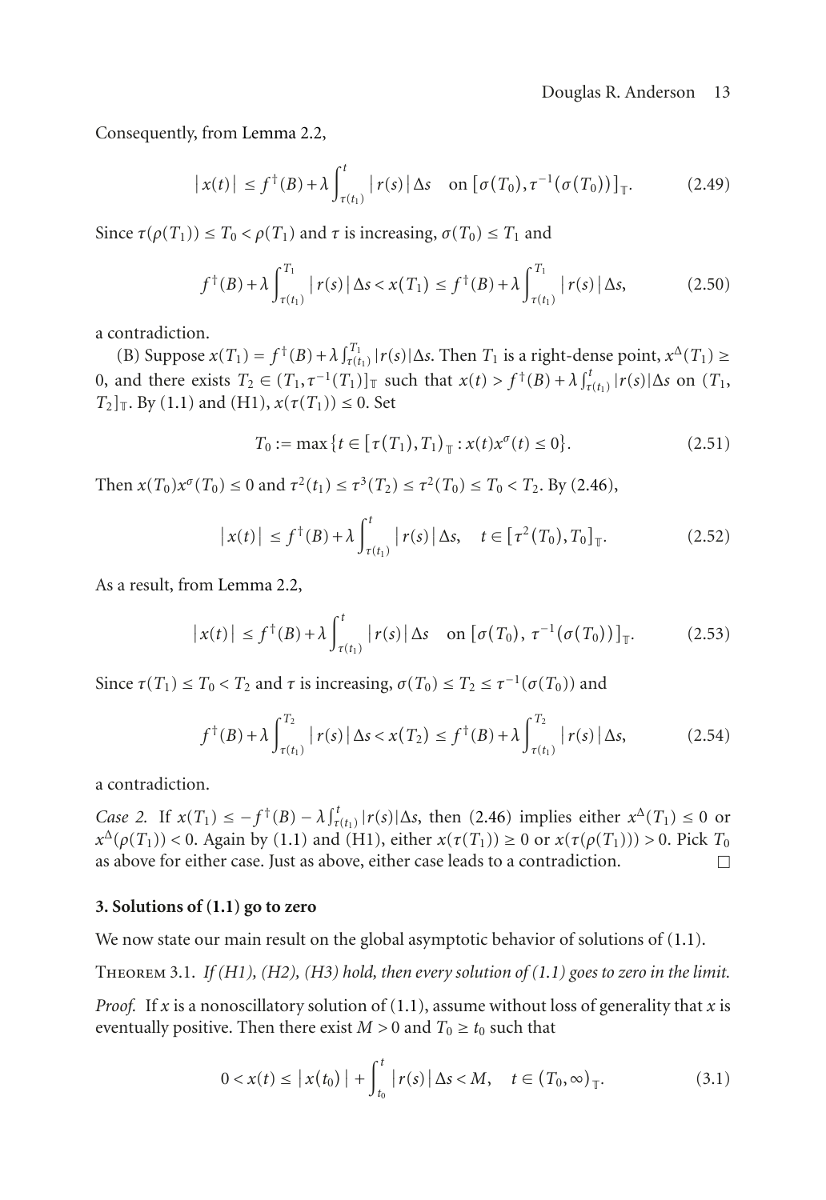Consequently, from Lemma 2.2,

$$|x(t)| \leq f^{\dagger}(B) + \lambda \int_{\tau(t_1)}^{t} |r(s)| \Delta s \quad \text{on } [\sigma(T_0), \tau^{-1}(\sigma(T_0))]_{\mathbb{T}}. \tag{2.49}$$

Since $\tau(\rho(T_1)) \leq T_0 < \rho(T_1)$ and $\tau$ is increasing, $\sigma(T_0) \leq T_1$ and

$$f^{\dagger}(B) + \lambda \int_{\tau(t_1)}^{T_1} |r(s)| \Delta s < x(T_1) \leq f^{\dagger}(B) + \lambda \int_{\tau(t_1)}^{T_1} |r(s)| \Delta s, \tag{2.50}$$

a contradiction.

(B) Suppose $x(T_1) = f^{\dagger}(B) + \lambda \int_{\tau(t_1)}^{T_1} |r(s)| \Delta s$. Then $T_1$ is a right-dense point, $x^{\Delta}(T_1) \geq 0$, and there exists $T_2 \in (T_1, \tau^{-1}(T_1)]_{\mathbb{T}}$ such that $x(t) > f^{\dagger}(B) + \lambda \int_{\tau(t_1)}^{t} |r(s)| \Delta s$ on $(T_1, T_2]_{\mathbb{T}}$. By (1.1) and (H1), $x(\tau(T_1)) \leq 0$. Set

$$T_0 := \max\{t \in [\tau(T_1), T_1)_{\mathbb{T}} : x(t)x^{\sigma}(t) \leq 0\}. \tag{2.51}$$

Then $x(T_0)x^{\sigma}(T_0) \leq 0$ and $\tau^2(t_1) \leq \tau^3(T_2) \leq \tau^2(T_0) \leq T_0 < T_2$. By (2.46),

$$|x(t)| \leq f^{\dagger}(B) + \lambda \int_{\tau(t_1)}^{t} |r(s)| \Delta s, \quad t \in [\tau^2(T_0), T_0]_{\mathbb{T}}. \tag{2.52}$$

As a result, from Lemma 2.2,

$$|x(t)| \leq f^{\dagger}(B) + \lambda \int_{\tau(t_1)}^{t} |r(s)| \Delta s \quad \text{on } [\sigma(T_0), \tau^{-1}(\sigma(T_0))]_{\mathbb{T}}. \tag{2.53}$$

Since $\tau(T_1) \leq T_0 < T_2$ and $\tau$ is increasing, $\sigma(T_0) \leq T_2 \leq \tau^{-1}(\sigma(T_0))$ and

$$f^{\dagger}(B) + \lambda \int_{\tau(t_1)}^{T_2} |r(s)| \Delta s < x(T_2) \leq f^{\dagger}(B) + \lambda \int_{\tau(t_1)}^{T_2} |r(s)| \Delta s, \tag{2.54}$$

a contradiction.

*Case 2.* If $x(T_1) \leq -f^{\dagger}(B) - \lambda \int_{\tau(t_1)}^{t} |r(s)| \Delta s$, then (2.46) implies either $x^{\Delta}(T_1) \leq 0$ or $x^{\Delta}(\rho(T_1)) < 0$. Again by (1.1) and (H1), either $x(\tau(T_1)) \geq 0$ or $x(\tau(\rho(T_1))) > 0$. Pick $T_0$ as above for either case. Just as above, either case leads to a contradiction. □

## 3. Solutions of (1.1) go to zero

We now state our main result on the global asymptotic behavior of solutions of (1.1).

Theorem 3.1. *If (H1), (H2), (H3) hold, then every solution of (1.1) goes to zero in the limit.*

*Proof.* If $x$ is a nonoscillatory solution of (1.1), assume without loss of generality that $x$ is eventually positive. Then there exist $M > 0$ and $T_0 \geq t_0$ such that

$$0 < x(t) \leq |x(t_0)| + \int_{t_0}^{t} |r(s)| \Delta s < M, \quad t \in (T_0, \infty)_{\mathbb{T}}. \tag{3.1}$$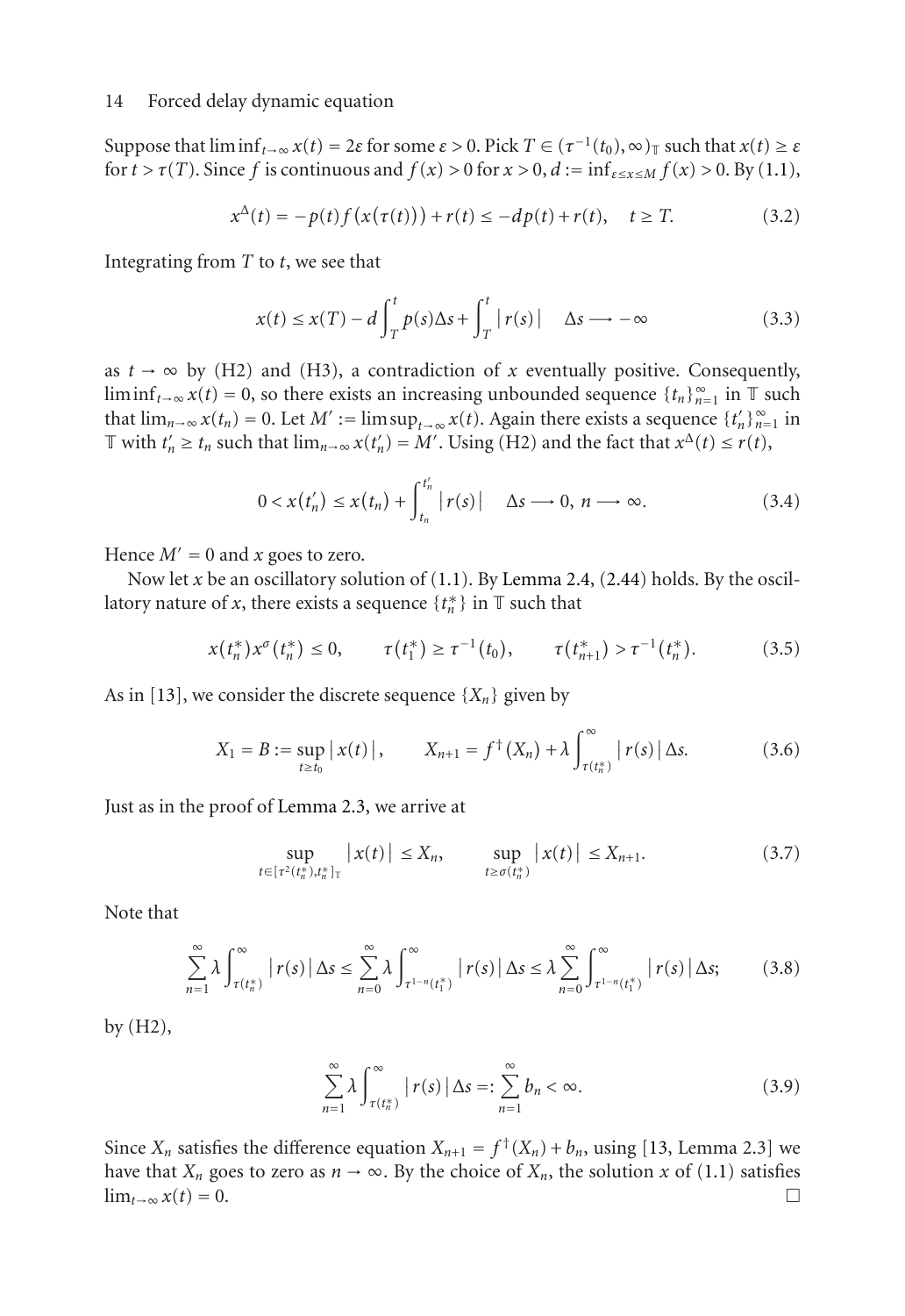Suppose that $\liminf_{t\to\infty} x(t) = 2\varepsilon$ for some $\varepsilon > 0$. Pick $T \in (\tau^{-1}(t_0), \infty)_{\mathbb{T}}$ such that $x(t) \geq \varepsilon$ for $t > \tau(T)$. Since $f$ is continuous and $f(x) > 0$ for $x > 0$, $d := \inf_{\varepsilon \leq x \leq M} f(x) > 0$. By (1.1),

$$x^{\Delta}(t) = -p(t)f\big(x(\tau(t))\big) + r(t) \leq -dp(t) + r(t), \quad t \geq T. \tag{3.2}$$

Integrating from $T$ to $t$, we see that

$$x(t) \leq x(T) - d\int_T^t p(s)\Delta s + \int_T^t |r(s)| \quad \Delta s \longrightarrow -\infty \tag{3.3}$$

as $t \to \infty$ by (H2) and (H3), a contradiction of $x$ eventually positive. Consequently, $\liminf_{t\to\infty} x(t) = 0$, so there exists an increasing unbounded sequence $\{t_n\}_{n=1}^{\infty}$ in $\mathbb{T}$ such that $\lim_{n\to\infty} x(t_n) = 0$. Let $M' := \limsup_{t\to\infty} x(t)$. Again there exists a sequence $\{t_n'\}_{n=1}^{\infty}$ in $\mathbb{T}$ with $t_n' \geq t_n$ such that $\lim_{n\to\infty} x(t_n') = M'$. Using (H2) and the fact that $x^{\Delta}(t) \leq r(t)$,

$$0 < x(t_n') \leq x(t_n) + \int_{t_n}^{t_n'} |r(s)| \quad \Delta s \longrightarrow 0, \; n \longrightarrow \infty. \tag{3.4}$$

Hence $M' = 0$ and $x$ goes to zero.

Now let $x$ be an oscillatory solution of (1.1). By Lemma 2.4, (2.44) holds. By the oscillatory nature of $x$, there exists a sequence $\{t_n^*\}$ in $\mathbb{T}$ such that

$$x(t_n^*)x^{\sigma}(t_n^*) \leq 0, \qquad \tau(t_1^*) \geq \tau^{-1}(t_0), \qquad \tau(t_{n+1}^*) > \tau^{-1}(t_n^*). \tag{3.5}$$

As in [13], we consider the discrete sequence $\{X_n\}$ given by

$$X_1 = B := \sup_{t\geq t_0} |x(t)|, \qquad X_{n+1} = f^{\dagger}(X_n) + \lambda\int_{\tau(t_n^*)}^{\infty} |r(s)|\Delta s. \tag{3.6}$$

Just as in the proof of Lemma 2.3, we arrive at

$$\sup_{t\in[\tau^2(t_n^*),t_n^*]_{\mathbb{T}}} |x(t)| \leq X_n, \qquad \sup_{t\geq\sigma(t_n^*)} |x(t)| \leq X_{n+1}. \tag{3.7}$$

Note that

$$\sum_{n=1}^{\infty} \lambda\int_{\tau(t_n^*)}^{\infty} |r(s)|\Delta s \leq \sum_{n=0}^{\infty} \lambda\int_{\tau^{1-n}(t_1^*)}^{\infty} |r(s)|\Delta s \leq \lambda\sum_{n=0}^{\infty} \int_{\tau^{1-n}(t_1^*)}^{\infty} |r(s)|\Delta s; \tag{3.8}$$

by (H2),

$$\sum_{n=1}^{\infty} \lambda\int_{\tau(t_n^*)}^{\infty} |r(s)|\Delta s =: \sum_{n=1}^{\infty} b_n < \infty. \tag{3.9}$$

Since $X_n$ satisfies the difference equation $X_{n+1} = f^{\dagger}(X_n) + b_n$, using [13, Lemma 2.3] we have that $X_n$ goes to zero as $n \to \infty$. By the choice of $X_n$, the solution $x$ of (1.1) satisfies $\lim_{t\to\infty} x(t) = 0$. □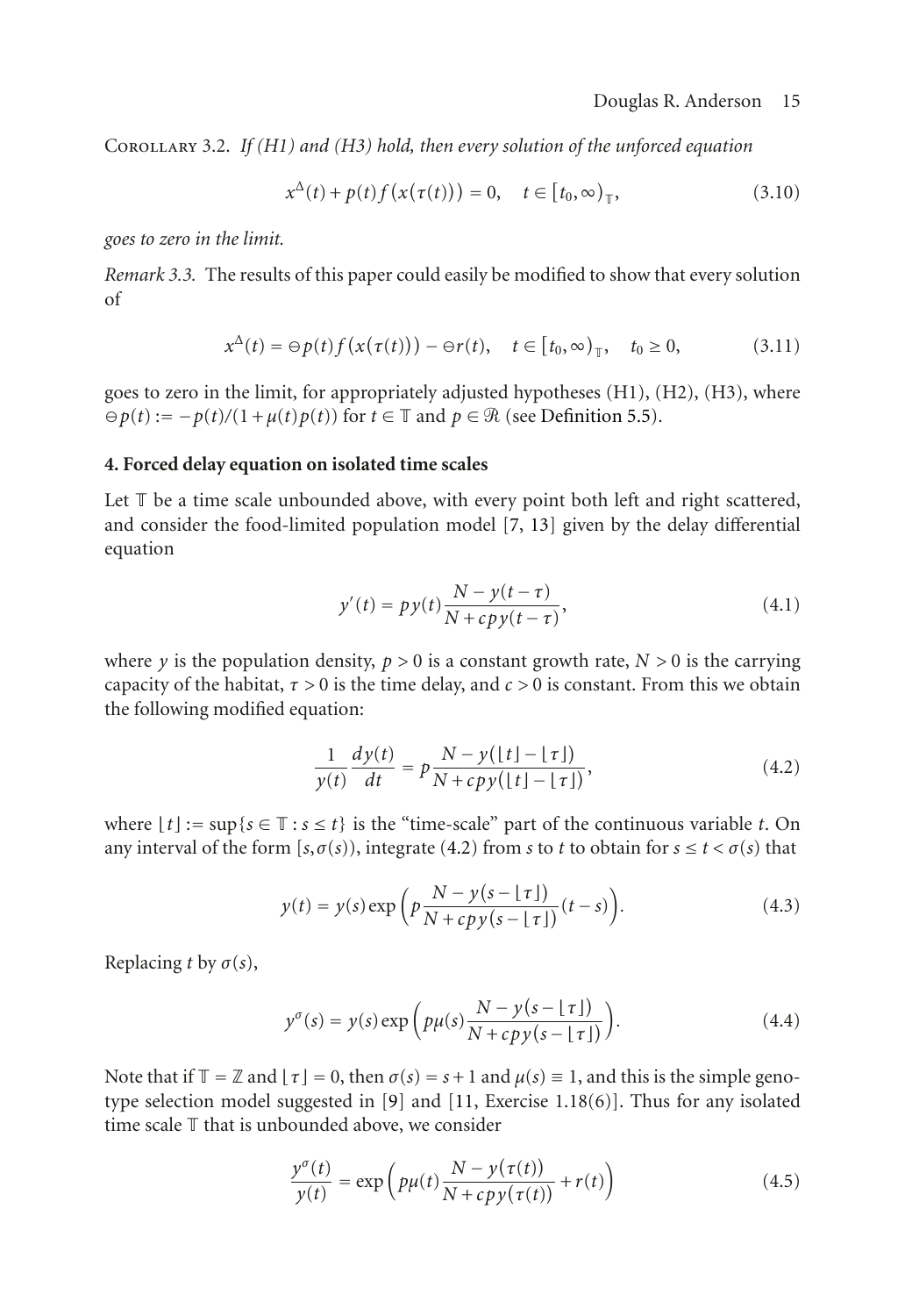Corollary 3.2. *If (H1) and (H3) hold, then every solution of the unforced equation*

$$x^{\Delta}(t)+p(t)f\big(x(\tau(t))\big)=0, \quad t\in[t_0,\infty)_{\mathbb{T}}, \tag{3.10}$$

*goes to zero in the limit.*

*Remark 3.3.* The results of this paper could easily be modified to show that every solution of

$$x^{\Delta}(t)=\ominus p(t)f\big(x(\tau(t))\big)-\ominus r(t), \quad t\in[t_0,\infty)_{\mathbb{T}}, \quad t_0\geq 0, \tag{3.11}$$

goes to zero in the limit, for appropriately adjusted hypotheses (H1), (H2), (H3), where $\ominus p(t):=-p(t)/(1+\mu(t)p(t))$ for $t\in\mathbb{T}$ and $p\in\mathcal{R}$ (see Definition 5.5).

## 4. Forced delay equation on isolated time scales

Let $\mathbb{T}$ be a time scale unbounded above, with every point both left and right scattered, and consider the food-limited population model [7, 13] given by the delay differential equation

$$y'(t)=py(t)\frac{N-y(t-\tau)}{N+cpy(t-\tau)}, \tag{4.1}$$

where $y$ is the population density, $p>0$ is a constant growth rate, $N>0$ is the carrying capacity of the habitat, $\tau>0$ is the time delay, and $c>0$ is constant. From this we obtain the following modified equation:

$$\frac{1}{y(t)}\frac{dy(t)}{dt}=p\frac{N-y(\lfloor t\rfloor-\lfloor\tau\rfloor)}{N+cpy(\lfloor t\rfloor-\lfloor\tau\rfloor)}, \tag{4.2}$$

where $\lfloor t\rfloor:=\sup\{s\in\mathbb{T}:s\leq t\}$ is the "time-scale" part of the continuous variable $t$. On any interval of the form $[s,\sigma(s))$, integrate (4.2) from $s$ to $t$ to obtain for $s\leq t<\sigma(s)$ that

$$y(t)=y(s)\exp\Big(p\frac{N-y(s-\lfloor\tau\rfloor)}{N+cpy(s-\lfloor\tau\rfloor)}(t-s)\Big). \tag{4.3}$$

Replacing $t$ by $\sigma(s)$,

$$y^{\sigma}(s)=y(s)\exp\Big(p\mu(s)\frac{N-y(s-\lfloor\tau\rfloor)}{N+cpy(s-\lfloor\tau\rfloor)}\Big). \tag{4.4}$$

Note that if $\mathbb{T}=\mathbb{Z}$ and $\lfloor\tau\rfloor=0$, then $\sigma(s)=s+1$ and $\mu(s)\equiv 1$, and this is the simple genotype selection model suggested in [9] and [11, Exercise 1.18(6)]. Thus for any isolated time scale $\mathbb{T}$ that is unbounded above, we consider

$$\frac{y^{\sigma}(t)}{y(t)}=\exp\Big(p\mu(t)\frac{N-y(\tau(t))}{N+cpy(\tau(t))}+r(t)\Big) \tag{4.5}$$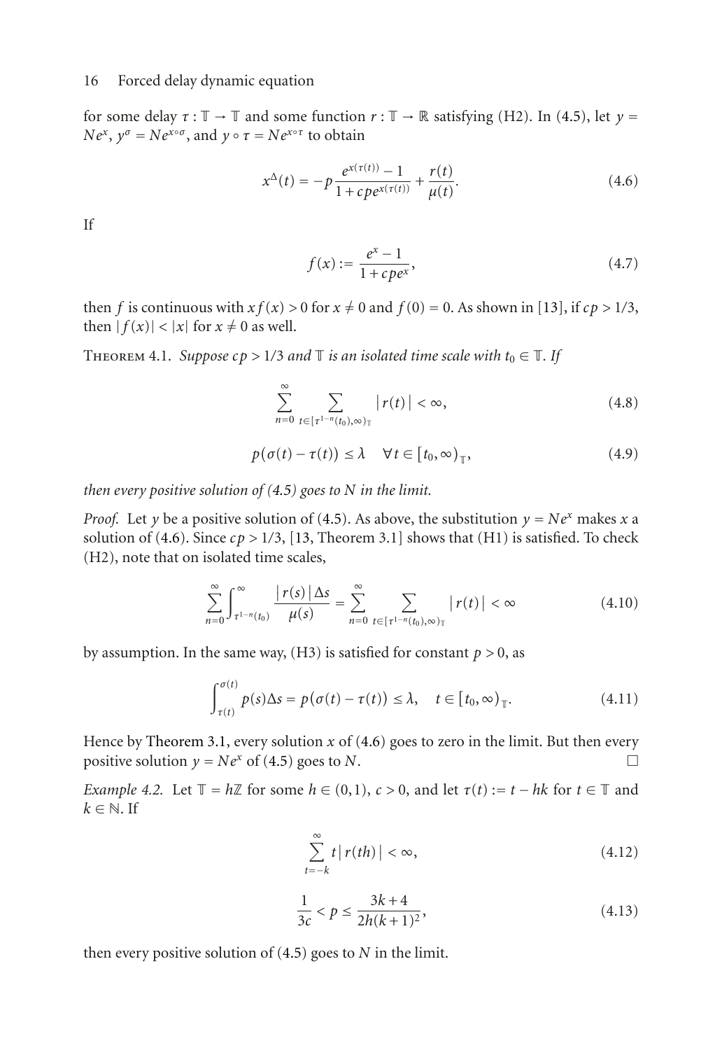for some delay $\tau : \mathbb{T} \to \mathbb{T}$ and some function $r : \mathbb{T} \to \mathbb{R}$ satisfying (H2). In (4.5), let $y = Ne^x$, $y^\sigma = Ne^{x\circ\sigma}$, and $y \circ \tau = Ne^{x\circ\tau}$ to obtain

$$x^\Delta(t) = -p\frac{e^{x(\tau(t))}-1}{1+cpe^{x(\tau(t))}} + \frac{r(t)}{\mu(t)}. \tag{4.6}$$

If

$$f(x) := \frac{e^x - 1}{1+cpe^x}, \tag{4.7}$$

then $f$ is continuous with $xf(x) > 0$ for $x \neq 0$ and $f(0) = 0$. As shown in [13], if $cp > 1/3$, then $|f(x)| < |x|$ for $x \neq 0$ as well.

**Theorem 4.1.** *Suppose $cp > 1/3$ and $\mathbb{T}$ is an isolated time scale with $t_0 \in \mathbb{T}$. If*

$$\sum_{n=0}^{\infty} \sum_{t\in[\tau^{1-n}(t_0),\infty)_\mathbb{T}} |r(t)| < \infty, \tag{4.8}$$

$$p(\sigma(t) - \tau(t)) \leq \lambda \quad \forall t \in [t_0, \infty)_\mathbb{T}, \tag{4.9}$$

*then every positive solution of (4.5) goes to $N$ in the limit.*

*Proof.* Let $y$ be a positive solution of (4.5). As above, the substitution $y = Ne^x$ makes $x$ a solution of (4.6). Since $cp > 1/3$, [13, Theorem 3.1] shows that (H1) is satisfied. To check (H2), note that on isolated time scales,

$$\sum_{n=0}^{\infty} \int_{\tau^{1-n}(t_0)}^{\infty} \frac{|r(s)|\Delta s}{\mu(s)} = \sum_{n=0}^{\infty} \sum_{t\in[\tau^{1-n}(t_0),\infty)_\mathbb{T}} |r(t)| < \infty \tag{4.10}$$

by assumption. In the same way, (H3) is satisfied for constant $p > 0$, as

$$\int_{\tau(t)}^{\sigma(t)} p(s)\Delta s = p(\sigma(t) - \tau(t)) \leq \lambda, \quad t \in [t_0, \infty)_\mathbb{T}. \tag{4.11}$$

Hence by Theorem 3.1, every solution $x$ of (4.6) goes to zero in the limit. But then every positive solution $y = Ne^x$ of (4.5) goes to $N$. $\square$

*Example 4.2.* Let $\mathbb{T} = h\mathbb{Z}$ for some $h \in (0,1)$, $c > 0$, and let $\tau(t) := t - hk$ for $t \in \mathbb{T}$ and $k \in \mathbb{N}$. If

$$\sum_{t=-k}^{\infty} t|r(th)| < \infty, \tag{4.12}$$

$$\frac{1}{3c} < p \leq \frac{3k+4}{2h(k+1)^2}, \tag{4.13}$$

then every positive solution of (4.5) goes to $N$ in the limit.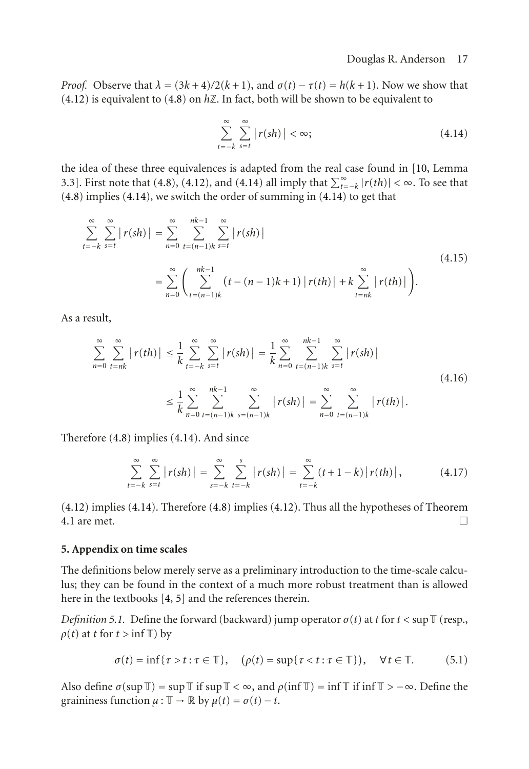*Proof.* Observe that $\lambda = (3k+4)/2(k+1)$, and $\sigma(t) - \tau(t) = h(k+1)$. Now we show that (4.12) is equivalent to (4.8) on $h\mathbb{Z}$. In fact, both will be shown to be equivalent to

$$\sum_{t=-k}^{\infty} \sum_{s=t}^{\infty} |r(sh)| < \infty; \tag{4.14}$$

the idea of these three equivalences is adapted from the real case found in [10, Lemma 3.3]. First note that (4.8), (4.12), and (4.14) all imply that $\sum_{t=-k}^{\infty} |r(th)| < \infty$. To see that (4.8) implies (4.14), we switch the order of summing in (4.14) to get that

$$\begin{aligned}
\sum_{t=-k}^{\infty} \sum_{s=t}^{\infty} |r(sh)| &= \sum_{n=0}^{\infty} \sum_{t=(n-1)k}^{nk-1} \sum_{s=t}^{\infty} |r(sh)| \\
&= \sum_{n=0}^{\infty} \left( \sum_{t=(n-1)k}^{nk-1} \big(t-(n-1)k+1\big)|r(th)| + k \sum_{t=nk}^{\infty} |r(th)| \right).
\end{aligned} \tag{4.15}$$

As a result,

$$\begin{aligned}
\sum_{n=0}^{\infty} \sum_{t=nk}^{\infty} |r(th)| &\le \frac{1}{k} \sum_{t=-k}^{\infty} \sum_{s=t}^{\infty} |r(sh)| = \frac{1}{k} \sum_{n=0}^{\infty} \sum_{t=(n-1)k}^{nk-1} \sum_{s=t}^{\infty} |r(sh)| \\
&\le \frac{1}{k} \sum_{n=0}^{\infty} \sum_{t=(n-1)k}^{nk-1} \sum_{s=(n-1)k}^{\infty} |r(sh)| = \sum_{n=0}^{\infty} \sum_{t=(n-1)k}^{\infty} |r(th)|.
\end{aligned} \tag{4.16}$$

Therefore (4.8) implies (4.14). And since

$$\sum_{t=-k}^{\infty} \sum_{s=t}^{\infty} |r(sh)| = \sum_{s=-k}^{\infty} \sum_{t=-k}^{s} |r(sh)| = \sum_{t=-k}^{\infty} (t+1-k)|r(th)|, \tag{4.17}$$

(4.12) implies (4.14). Therefore (4.8) implies (4.12). Thus all the hypotheses of Theorem 4.1 are met. $\square$

## 5. Appendix on time scales

The definitions below merely serve as a preliminary introduction to the time-scale calculus; they can be found in the context of a much more robust treatment than is allowed here in the textbooks [4, 5] and the references therein.

*Definition 5.1.* Define the forward (backward) jump operator $\sigma(t)$ at $t$ for $t < \sup \mathbb{T}$ (resp., $\rho(t)$ at $t$ for $t > \inf \mathbb{T}$) by

$$\sigma(t) = \inf\{\tau > t : \tau \in \mathbb{T}\}, \quad \big(\rho(t) = \sup\{\tau < t : \tau \in \mathbb{T}\}\big), \quad \forall t \in \mathbb{T}. \tag{5.1}$$

Also define $\sigma(\sup \mathbb{T}) = \sup \mathbb{T}$ if $\sup \mathbb{T} < \infty$, and $\rho(\inf \mathbb{T}) = \inf \mathbb{T}$ if $\inf \mathbb{T} > -\infty$. Define the graininess function $\mu : \mathbb{T} \to \mathbb{R}$ by $\mu(t) = \sigma(t) - t$.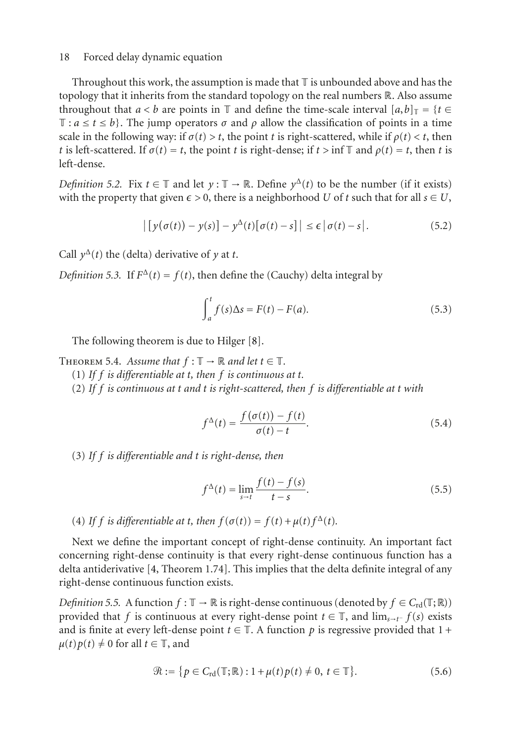Throughout this work, the assumption is made that $\mathbb{T}$ is unbounded above and has the topology that it inherits from the standard topology on the real numbers $\mathbb{R}$. Also assume throughout that $a < b$ are points in $\mathbb{T}$ and define the time-scale interval $[a,b]_{\mathbb{T}} = \{t \in \mathbb{T} : a \le t \le b\}$. The jump operators $\sigma$ and $\rho$ allow the classification of points in a time scale in the following way: if $\sigma(t) > t$, the point $t$ is right-scattered, while if $\rho(t) < t$, then $t$ is left-scattered. If $\sigma(t) = t$, the point $t$ is right-dense; if $t > \inf \mathbb{T}$ and $\rho(t) = t$, then $t$ is left-dense.

*Definition 5.2.* Fix $t \in \mathbb{T}$ and let $y : \mathbb{T} \to \mathbb{R}$. Define $y^{\Delta}(t)$ to be the number (if it exists) with the property that given $\epsilon > 0$, there is a neighborhood $U$ of $t$ such that for all $s \in U$,

$$\big|\big[y(\sigma(t)) - y(s)\big] - y^{\Delta}(t)\big[\sigma(t) - s\big]\big| \le \epsilon \big|\sigma(t) - s\big|. \tag{5.2}$$

Call $y^{\Delta}(t)$ the (delta) derivative of $y$ at $t$.

*Definition 5.3.* If $F^{\Delta}(t) = f(t)$, then define the (Cauchy) delta integral by

$$\int_a^t f(s)\Delta s = F(t) - F(a). \tag{5.3}$$

The following theorem is due to Hilger [8].

Theorem 5.4. *Assume that $f : \mathbb{T} \to \mathbb{R}$ and let $t \in \mathbb{T}$.*

(1) *If $f$ is differentiable at $t$, then $f$ is continuous at $t$.*

(2) *If $f$ is continuous at $t$ and $t$ is right-scattered, then $f$ is differentiable at $t$ with*

$$f^{\Delta}(t) = \frac{f(\sigma(t)) - f(t)}{\sigma(t) - t}. \tag{5.4}$$

(3) *If $f$ is differentiable and $t$ is right-dense, then*

$$f^{\Delta}(t) = \lim_{s \to t} \frac{f(t) - f(s)}{t - s}. \tag{5.5}$$

(4) *If $f$ is differentiable at $t$, then $f(\sigma(t)) = f(t) + \mu(t) f^{\Delta}(t)$.*

Next we define the important concept of right-dense continuity. An important fact concerning right-dense continuity is that every right-dense continuous function has a delta antiderivative [4, Theorem 1.74]. This implies that the delta definite integral of any right-dense continuous function exists.

*Definition 5.5.* A function $f : \mathbb{T} \to \mathbb{R}$ is right-dense continuous (denoted by $f \in C_{\mathrm{rd}}(\mathbb{T};\mathbb{R})$) provided that $f$ is continuous at every right-dense point $t \in \mathbb{T}$, and $\lim_{s \to t^-} f(s)$ exists and is finite at every left-dense point $t \in \mathbb{T}$. A function $p$ is regressive provided that $1 + \mu(t)p(t) \neq 0$ for all $t \in \mathbb{T}$, and

$$\mathcal{R} := \{p \in C_{\mathrm{rd}}(\mathbb{T};\mathbb{R}) : 1 + \mu(t)p(t) \neq 0,\ t \in \mathbb{T}\}. \tag{5.6}$$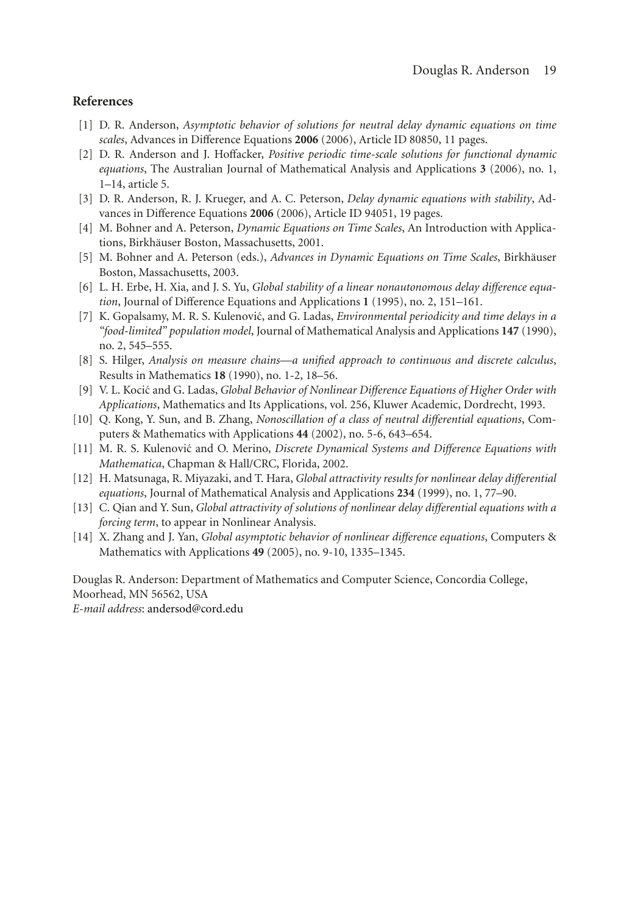## References

[1] D. R. Anderson, *Asymptotic behavior of solutions for neutral delay dynamic equations on time scales*, Advances in Difference Equations **2006** (2006), Article ID 80850, 11 pages.

[2] D. R. Anderson and J. Hoffacker, *Positive periodic time-scale solutions for functional dynamic equations*, The Australian Journal of Mathematical Analysis and Applications **3** (2006), no. 1, 1–14, article 5.

[3] D. R. Anderson, R. J. Krueger, and A. C. Peterson, *Delay dynamic equations with stability*, Advances in Difference Equations **2006** (2006), Article ID 94051, 19 pages.

[4] M. Bohner and A. Peterson, *Dynamic Equations on Time Scales*, An Introduction with Applications, Birkhäuser Boston, Massachusetts, 2001.

[5] M. Bohner and A. Peterson (eds.), *Advances in Dynamic Equations on Time Scales*, Birkhäuser Boston, Massachusetts, 2003.

[6] L. H. Erbe, H. Xia, and J. S. Yu, *Global stability of a linear nonautonomous delay difference equation*, Journal of Difference Equations and Applications **1** (1995), no. 2, 151–161.

[7] K. Gopalsamy, M. R. S. Kulenović, and G. Ladas, *Environmental periodicity and time delays in a "food-limited" population model*, Journal of Mathematical Analysis and Applications **147** (1990), no. 2, 545–555.

[8] S. Hilger, *Analysis on measure chains—a unified approach to continuous and discrete calculus*, Results in Mathematics **18** (1990), no. 1-2, 18–56.

[9] V. L. Kocić and G. Ladas, *Global Behavior of Nonlinear Difference Equations of Higher Order with Applications*, Mathematics and Its Applications, vol. 256, Kluwer Academic, Dordrecht, 1993.

[10] Q. Kong, Y. Sun, and B. Zhang, *Nonoscillation of a class of neutral differential equations*, Computers & Mathematics with Applications **44** (2002), no. 5-6, 643–654.

[11] M. R. S. Kulenović and O. Merino, *Discrete Dynamical Systems and Difference Equations with Mathematica*, Chapman & Hall/CRC, Florida, 2002.

[12] H. Matsunaga, R. Miyazaki, and T. Hara, *Global attractivity results for nonlinear delay differential equations*, Journal of Mathematical Analysis and Applications **234** (1999), no. 1, 77–90.

[13] C. Qian and Y. Sun, *Global attractivity of solutions of nonlinear delay differential equations with a forcing term*, to appear in Nonlinear Analysis.

[14] X. Zhang and J. Yan, *Global asymptotic behavior of nonlinear difference equations*, Computers & Mathematics with Applications **49** (2005), no. 9-10, 1335–1345.

Douglas R. Anderson: Department of Mathematics and Computer Science, Concordia College, Moorhead, MN 56562, USA
*E-mail address*: andersod@cord.edu